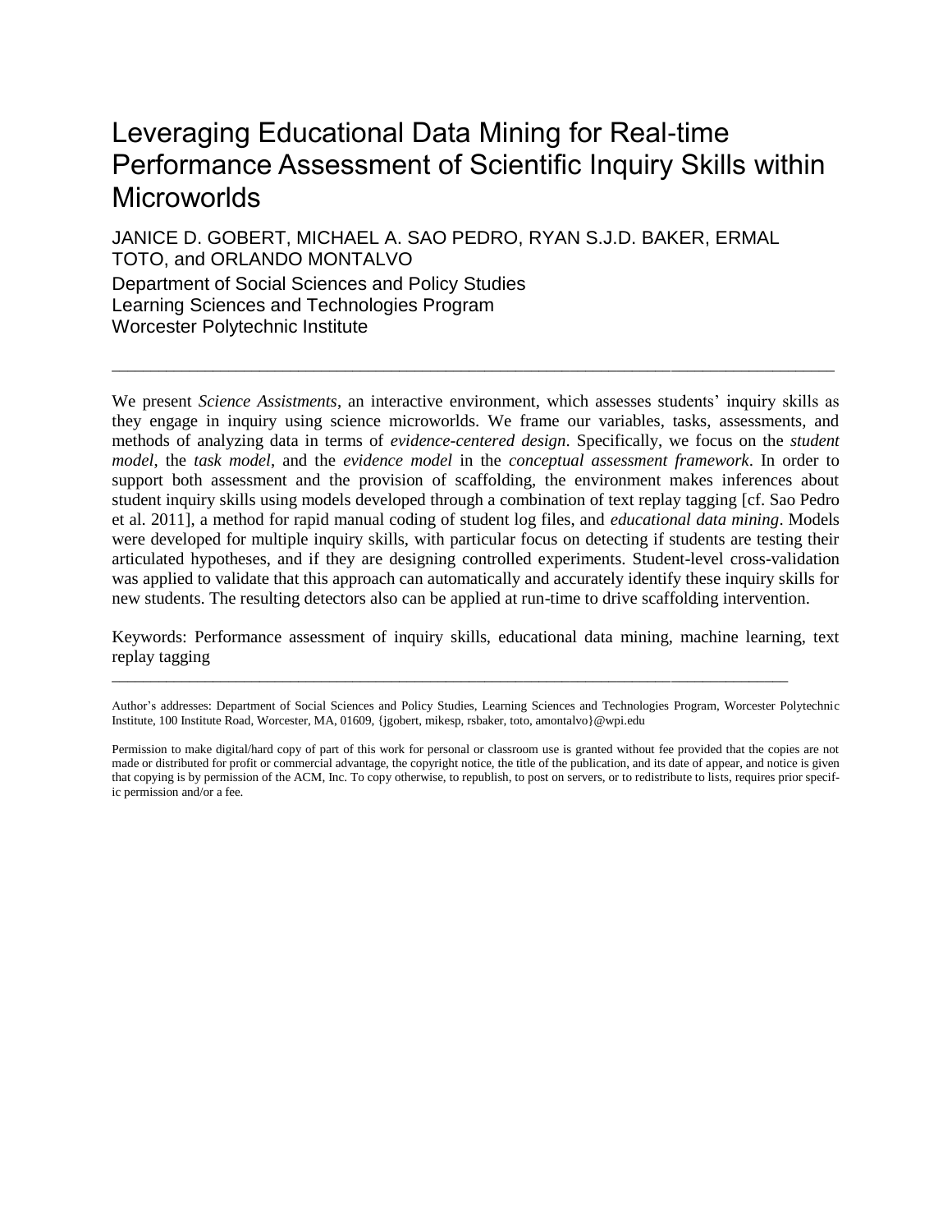# Leveraging Educational Data Mining for Real-time Performance Assessment of Scientific Inquiry Skills within Microworlds

JANICE D. GOBERT, MICHAEL A. SAO PEDRO, RYAN S.J.D. BAKER, ERMAL TOTO, and ORLANDO MONTALVO

Department of Social Sciences and Policy Studies
Learning Sciences and Technologies Program
Worcester Polytechnic Institute

---

We present *Science Assistments*, an interactive environment, which assesses students' inquiry skills as they engage in inquiry using science microworlds. We frame our variables, tasks, assessments, and methods of analyzing data in terms of *evidence-centered design*. Specifically, we focus on the *student model*, the *task model*, and the *evidence model* in the *conceptual assessment framework*. In order to support both assessment and the provision of scaffolding, the environment makes inferences about student inquiry skills using models developed through a combination of text replay tagging [cf. Sao Pedro et al. 2011], a method for rapid manual coding of student log files, and *educational data mining*. Models were developed for multiple inquiry skills, with particular focus on detecting if students are testing their articulated hypotheses, and if they are designing controlled experiments. Student-level cross-validation was applied to validate that this approach can automatically and accurately identify these inquiry skills for new students. The resulting detectors also can be applied at run-time to drive scaffolding intervention.

Keywords: Performance assessment of inquiry skills, educational data mining, machine learning, text replay tagging

---

Author's addresses: Department of Social Sciences and Policy Studies, Learning Sciences and Technologies Program, Worcester Polytechnic Institute, 100 Institute Road, Worcester, MA, 01609, {jgobert, mikesp, rsbaker, toto, amontalvo}@wpi.edu

Permission to make digital/hard copy of part of this work for personal or classroom use is granted without fee provided that the copies are not made or distributed for profit or commercial advantage, the copyright notice, the title of the publication, and its date of appear, and notice is given that copying is by permission of the ACM, Inc. To copy otherwise, to republish, to post on servers, or to redistribute to lists, requires prior specific permission and/or a fee.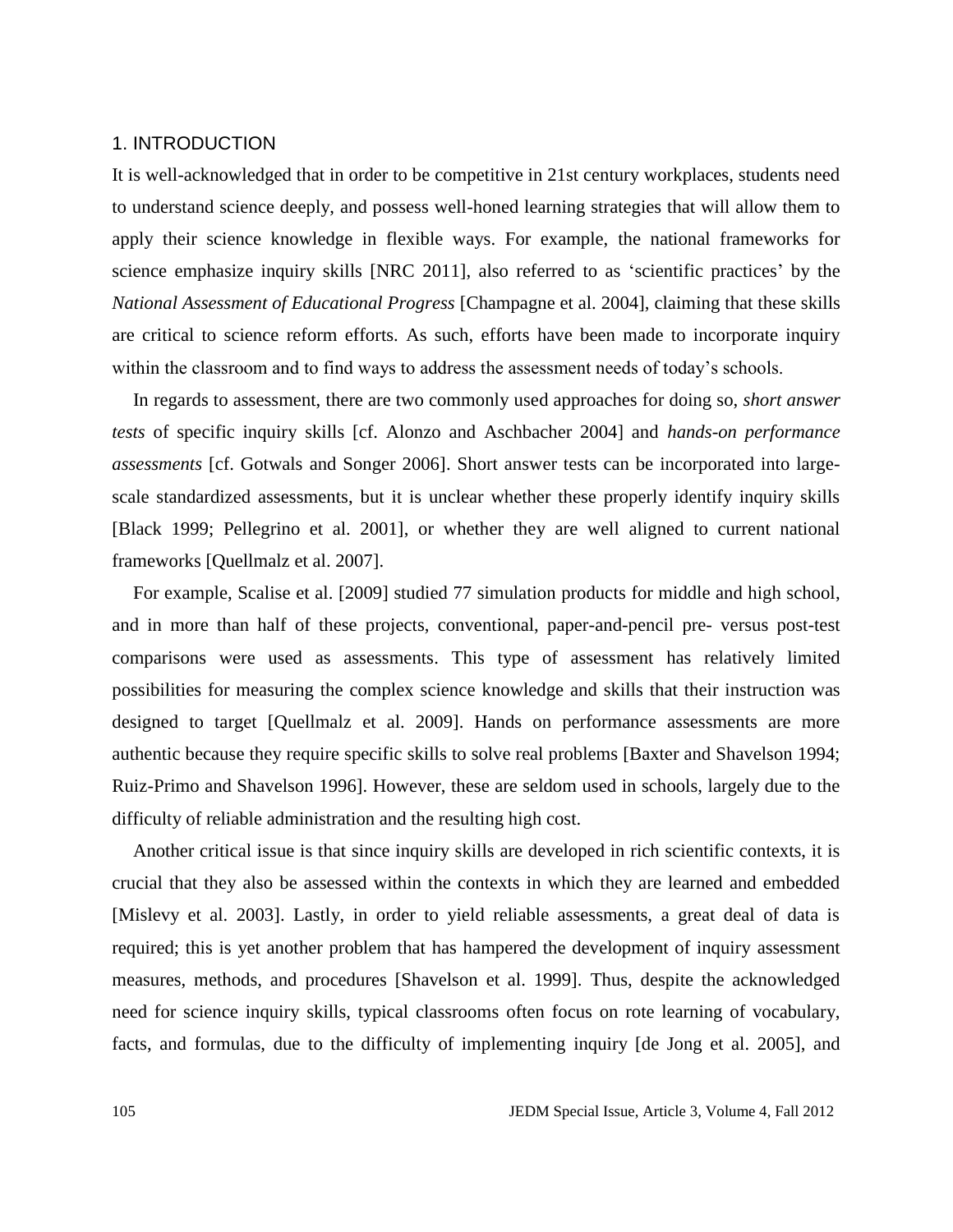## 1. INTRODUCTION

It is well-acknowledged that in order to be competitive in 21st century workplaces, students need to understand science deeply, and possess well-honed learning strategies that will allow them to apply their science knowledge in flexible ways. For example, the national frameworks for science emphasize inquiry skills [NRC 2011], also referred to as 'scientific practices' by the *National Assessment of Educational Progress* [Champagne et al. 2004], claiming that these skills are critical to science reform efforts. As such, efforts have been made to incorporate inquiry within the classroom and to find ways to address the assessment needs of today's schools.

In regards to assessment, there are two commonly used approaches for doing so, *short answer tests* of specific inquiry skills [cf. Alonzo and Aschbacher 2004] and *hands-on performance assessments* [cf. Gotwals and Songer 2006]. Short answer tests can be incorporated into large-scale standardized assessments, but it is unclear whether these properly identify inquiry skills [Black 1999; Pellegrino et al. 2001], or whether they are well aligned to current national frameworks [Quellmalz et al. 2007].

For example, Scalise et al. [2009] studied 77 simulation products for middle and high school, and in more than half of these projects, conventional, paper-and-pencil pre- versus post-test comparisons were used as assessments. This type of assessment has relatively limited possibilities for measuring the complex science knowledge and skills that their instruction was designed to target [Quellmalz et al. 2009]. Hands on performance assessments are more authentic because they require specific skills to solve real problems [Baxter and Shavelson 1994; Ruiz-Primo and Shavelson 1996]. However, these are seldom used in schools, largely due to the difficulty of reliable administration and the resulting high cost.

Another critical issue is that since inquiry skills are developed in rich scientific contexts, it is crucial that they also be assessed within the contexts in which they are learned and embedded [Mislevy et al. 2003]. Lastly, in order to yield reliable assessments, a great deal of data is required; this is yet another problem that has hampered the development of inquiry assessment measures, methods, and procedures [Shavelson et al. 1999]. Thus, despite the acknowledged need for science inquiry skills, typical classrooms often focus on rote learning of vocabulary, facts, and formulas, due to the difficulty of implementing inquiry [de Jong et al. 2005], and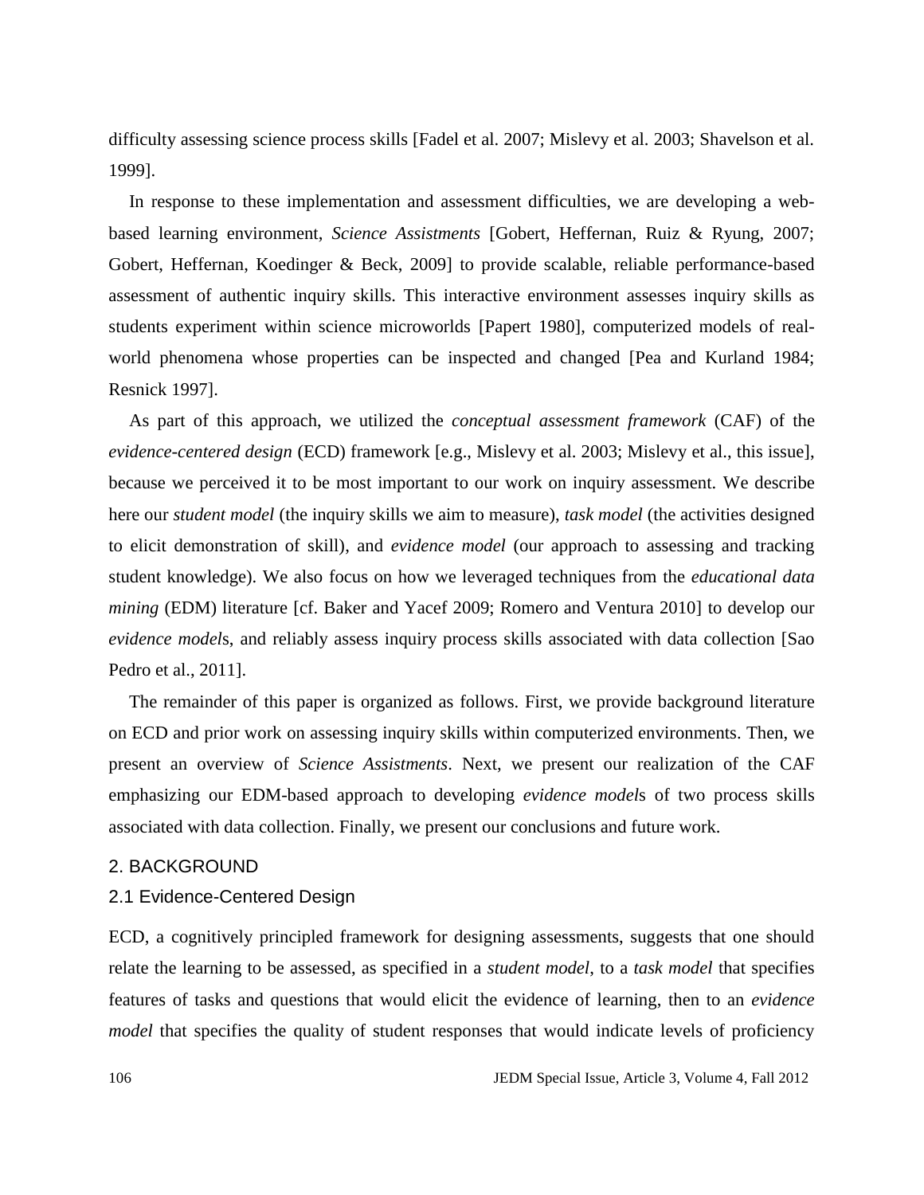difficulty assessing science process skills [Fadel et al. 2007; Mislevy et al. 2003; Shavelson et al. 1999].

In response to these implementation and assessment difficulties, we are developing a web-based learning environment, *Science Assistments* [Gobert, Heffernan, Ruiz & Ryung, 2007; Gobert, Heffernan, Koedinger & Beck, 2009] to provide scalable, reliable performance-based assessment of authentic inquiry skills. This interactive environment assesses inquiry skills as students experiment within science microworlds [Papert 1980], computerized models of real-world phenomena whose properties can be inspected and changed [Pea and Kurland 1984; Resnick 1997].

As part of this approach, we utilized the *conceptual assessment framework* (CAF) of the *evidence-centered design* (ECD) framework [e.g., Mislevy et al. 2003; Mislevy et al., this issue], because we perceived it to be most important to our work on inquiry assessment. We describe here our *student model* (the inquiry skills we aim to measure), *task model* (the activities designed to elicit demonstration of skill), and *evidence model* (our approach to assessing and tracking student knowledge). We also focus on how we leveraged techniques from the *educational data mining* (EDM) literature [cf. Baker and Yacef 2009; Romero and Ventura 2010] to develop our *evidence model*s, and reliably assess inquiry process skills associated with data collection [Sao Pedro et al., 2011].

The remainder of this paper is organized as follows. First, we provide background literature on ECD and prior work on assessing inquiry skills within computerized environments. Then, we present an overview of *Science Assistments*. Next, we present our realization of the CAF emphasizing our EDM-based approach to developing *evidence model*s of two process skills associated with data collection. Finally, we present our conclusions and future work.

## 2. BACKGROUND

### 2.1 Evidence-Centered Design

ECD, a cognitively principled framework for designing assessments, suggests that one should relate the learning to be assessed, as specified in a *student model*, to a *task model* that specifies features of tasks and questions that would elicit the evidence of learning, then to an *evidence model* that specifies the quality of student responses that would indicate levels of proficiency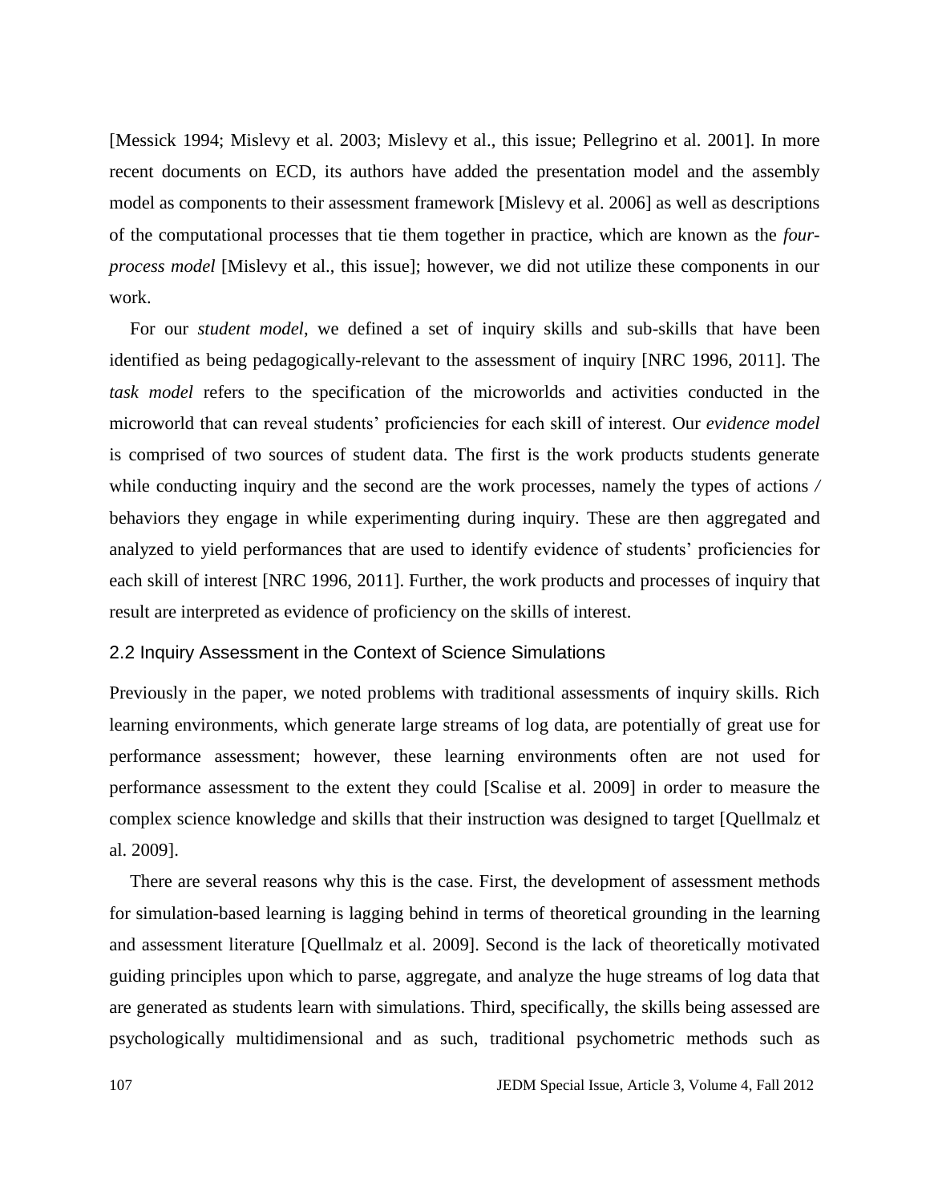[Messick 1994; Mislevy et al. 2003; Mislevy et al., this issue; Pellegrino et al. 2001]. In more recent documents on ECD, its authors have added the presentation model and the assembly model as components to their assessment framework [Mislevy et al. 2006] as well as descriptions of the computational processes that tie them together in practice, which are known as the *four-process model* [Mislevy et al., this issue]; however, we did not utilize these components in our work.

For our *student model*, we defined a set of inquiry skills and sub-skills that have been identified as being pedagogically-relevant to the assessment of inquiry [NRC 1996, 2011]. The *task model* refers to the specification of the microworlds and activities conducted in the microworld that can reveal students' proficiencies for each skill of interest. Our *evidence model* is comprised of two sources of student data. The first is the work products students generate while conducting inquiry and the second are the work processes, namely the types of actions / behaviors they engage in while experimenting during inquiry. These are then aggregated and analyzed to yield performances that are used to identify evidence of students' proficiencies for each skill of interest [NRC 1996, 2011]. Further, the work products and processes of inquiry that result are interpreted as evidence of proficiency on the skills of interest.

## 2.2 Inquiry Assessment in the Context of Science Simulations

Previously in the paper, we noted problems with traditional assessments of inquiry skills. Rich learning environments, which generate large streams of log data, are potentially of great use for performance assessment; however, these learning environments often are not used for performance assessment to the extent they could [Scalise et al. 2009] in order to measure the complex science knowledge and skills that their instruction was designed to target [Quellmalz et al. 2009].

There are several reasons why this is the case. First, the development of assessment methods for simulation-based learning is lagging behind in terms of theoretical grounding in the learning and assessment literature [Quellmalz et al. 2009]. Second is the lack of theoretically motivated guiding principles upon which to parse, aggregate, and analyze the huge streams of log data that are generated as students learn with simulations. Third, specifically, the skills being assessed are psychologically multidimensional and as such, traditional psychometric methods such as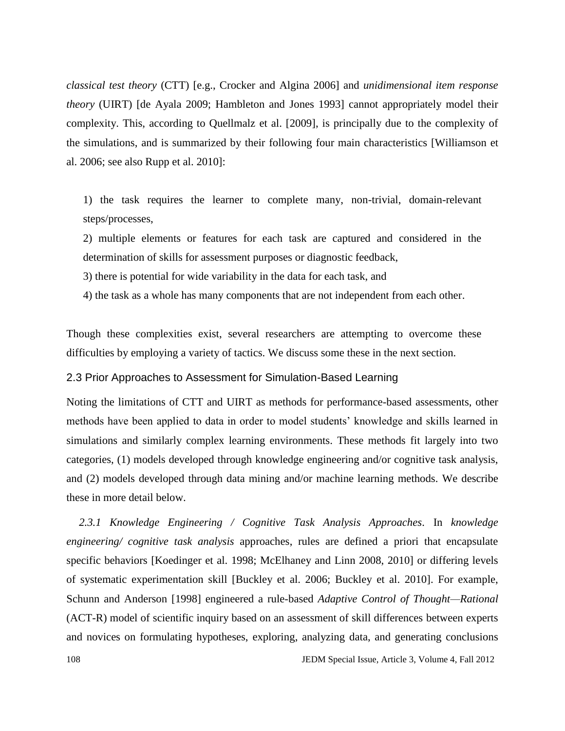*classical test theory* (CTT) [e.g., Crocker and Algina 2006] and *unidimensional item response theory* (UIRT) [de Ayala 2009; Hambleton and Jones 1993] cannot appropriately model their complexity. This, according to Quellmalz et al. [2009], is principally due to the complexity of the simulations, and is summarized by their following four main characteristics [Williamson et al. 2006; see also Rupp et al. 2010]:

1) the task requires the learner to complete many, non-trivial, domain-relevant steps/processes,
2) multiple elements or features for each task are captured and considered in the determination of skills for assessment purposes or diagnostic feedback,
3) there is potential for wide variability in the data for each task, and
4) the task as a whole has many components that are not independent from each other.

Though these complexities exist, several researchers are attempting to overcome these difficulties by employing a variety of tactics. We discuss some these in the next section.

## 2.3 Prior Approaches to Assessment for Simulation-Based Learning

Noting the limitations of CTT and UIRT as methods for performance-based assessments, other methods have been applied to data in order to model students' knowledge and skills learned in simulations and similarly complex learning environments. These methods fit largely into two categories, (1) models developed through knowledge engineering and/or cognitive task analysis, and (2) models developed through data mining and/or machine learning methods. We describe these in more detail below.

*2.3.1 Knowledge Engineering / Cognitive Task Analysis Approaches*. In *knowledge engineering/ cognitive task analysis* approaches, rules are defined a priori that encapsulate specific behaviors [Koedinger et al. 1998; McElhaney and Linn 2008, 2010] or differing levels of systematic experimentation skill [Buckley et al. 2006; Buckley et al. 2010]. For example, Schunn and Anderson [1998] engineered a rule-based *Adaptive Control of Thought—Rational* (ACT-R) model of scientific inquiry based on an assessment of skill differences between experts and novices on formulating hypotheses, exploring, analyzing data, and generating conclusions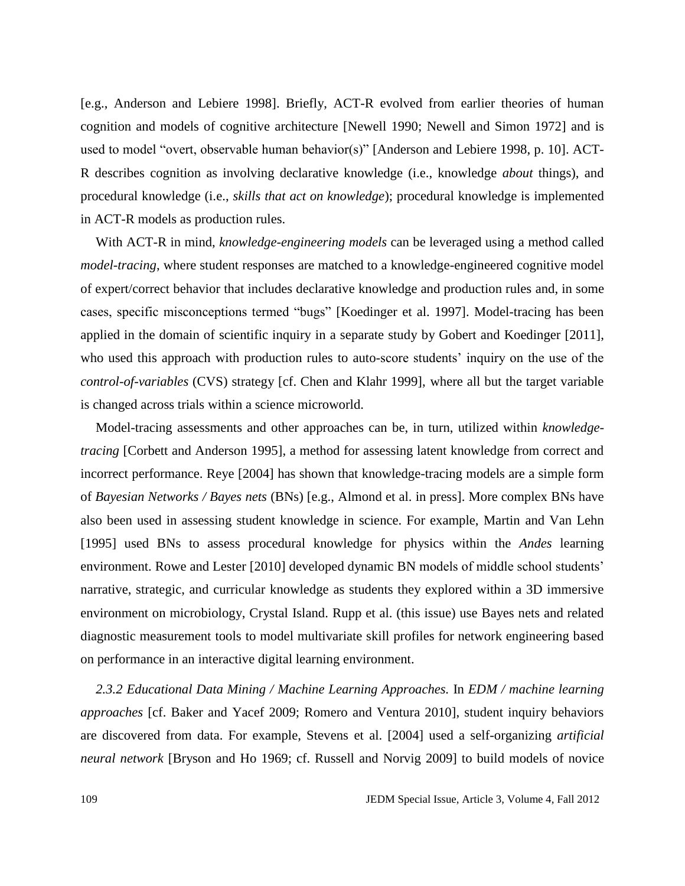[e.g., Anderson and Lebiere 1998]. Briefly, ACT-R evolved from earlier theories of human cognition and models of cognitive architecture [Newell 1990; Newell and Simon 1972] and is used to model "overt, observable human behavior(s)" [Anderson and Lebiere 1998, p. 10]. ACT-R describes cognition as involving declarative knowledge (i.e., knowledge *about* things), and procedural knowledge (i.e., *skills that act on knowledge*); procedural knowledge is implemented in ACT-R models as production rules.

With ACT-R in mind, *knowledge-engineering models* can be leveraged using a method called *model-tracing*, where student responses are matched to a knowledge-engineered cognitive model of expert/correct behavior that includes declarative knowledge and production rules and, in some cases, specific misconceptions termed "bugs" [Koedinger et al. 1997]. Model-tracing has been applied in the domain of scientific inquiry in a separate study by Gobert and Koedinger [2011], who used this approach with production rules to auto-score students' inquiry on the use of the *control-of-variables* (CVS) strategy [cf. Chen and Klahr 1999], where all but the target variable is changed across trials within a science microworld.

Model-tracing assessments and other approaches can be, in turn, utilized within *knowledge-tracing* [Corbett and Anderson 1995], a method for assessing latent knowledge from correct and incorrect performance. Reye [2004] has shown that knowledge-tracing models are a simple form of *Bayesian Networks / Bayes nets* (BNs) [e.g., Almond et al. in press]. More complex BNs have also been used in assessing student knowledge in science. For example, Martin and Van Lehn [1995] used BNs to assess procedural knowledge for physics within the *Andes* learning environment. Rowe and Lester [2010] developed dynamic BN models of middle school students' narrative, strategic, and curricular knowledge as students they explored within a 3D immersive environment on microbiology, Crystal Island. Rupp et al. (this issue) use Bayes nets and related diagnostic measurement tools to model multivariate skill profiles for network engineering based on performance in an interactive digital learning environment.

*2.3.2 Educational Data Mining / Machine Learning Approaches.* In *EDM / machine learning approaches* [cf. Baker and Yacef 2009; Romero and Ventura 2010], student inquiry behaviors are discovered from data. For example, Stevens et al. [2004] used a self-organizing *artificial neural network* [Bryson and Ho 1969; cf. Russell and Norvig 2009] to build models of novice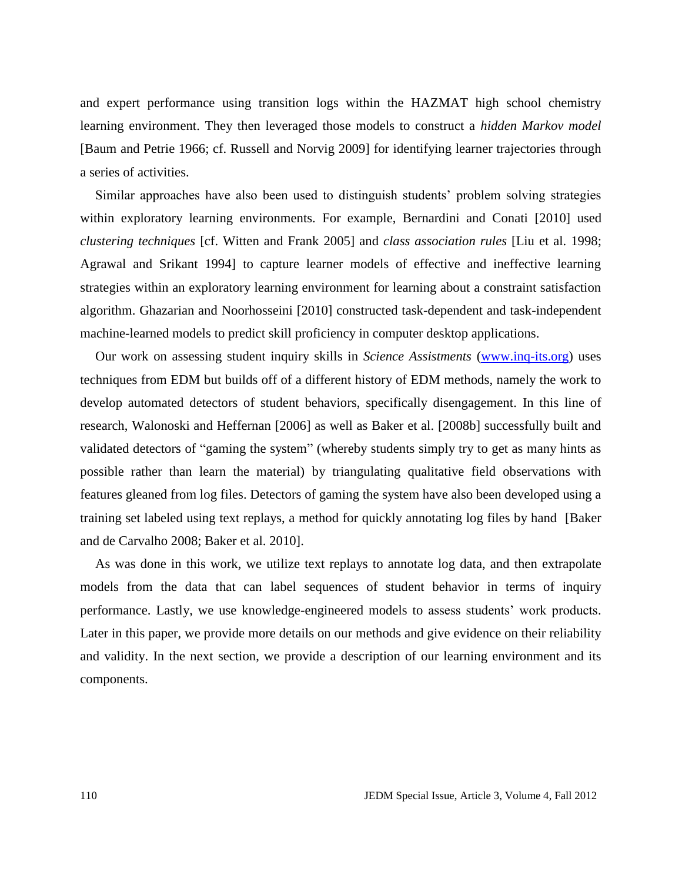and expert performance using transition logs within the HAZMAT high school chemistry learning environment. They then leveraged those models to construct a *hidden Markov model* [Baum and Petrie 1966; cf. Russell and Norvig 2009] for identifying learner trajectories through a series of activities.

Similar approaches have also been used to distinguish students' problem solving strategies within exploratory learning environments. For example, Bernardini and Conati [2010] used *clustering techniques* [cf. Witten and Frank 2005] and *class association rules* [Liu et al. 1998; Agrawal and Srikant 1994] to capture learner models of effective and ineffective learning strategies within an exploratory learning environment for learning about a constraint satisfaction algorithm. Ghazarian and Noorhosseini [2010] constructed task-dependent and task-independent machine-learned models to predict skill proficiency in computer desktop applications.

Our work on assessing student inquiry skills in *Science Assistments* (www.inq-its.org) uses techniques from EDM but builds off of a different history of EDM methods, namely the work to develop automated detectors of student behaviors, specifically disengagement. In this line of research, Walonoski and Heffernan [2006] as well as Baker et al. [2008b] successfully built and validated detectors of "gaming the system" (whereby students simply try to get as many hints as possible rather than learn the material) by triangulating qualitative field observations with features gleaned from log files. Detectors of gaming the system have also been developed using a training set labeled using text replays, a method for quickly annotating log files by hand [Baker and de Carvalho 2008; Baker et al. 2010].

As was done in this work, we utilize text replays to annotate log data, and then extrapolate models from the data that can label sequences of student behavior in terms of inquiry performance. Lastly, we use knowledge-engineered models to assess students' work products. Later in this paper, we provide more details on our methods and give evidence on their reliability and validity. In the next section, we provide a description of our learning environment and its components.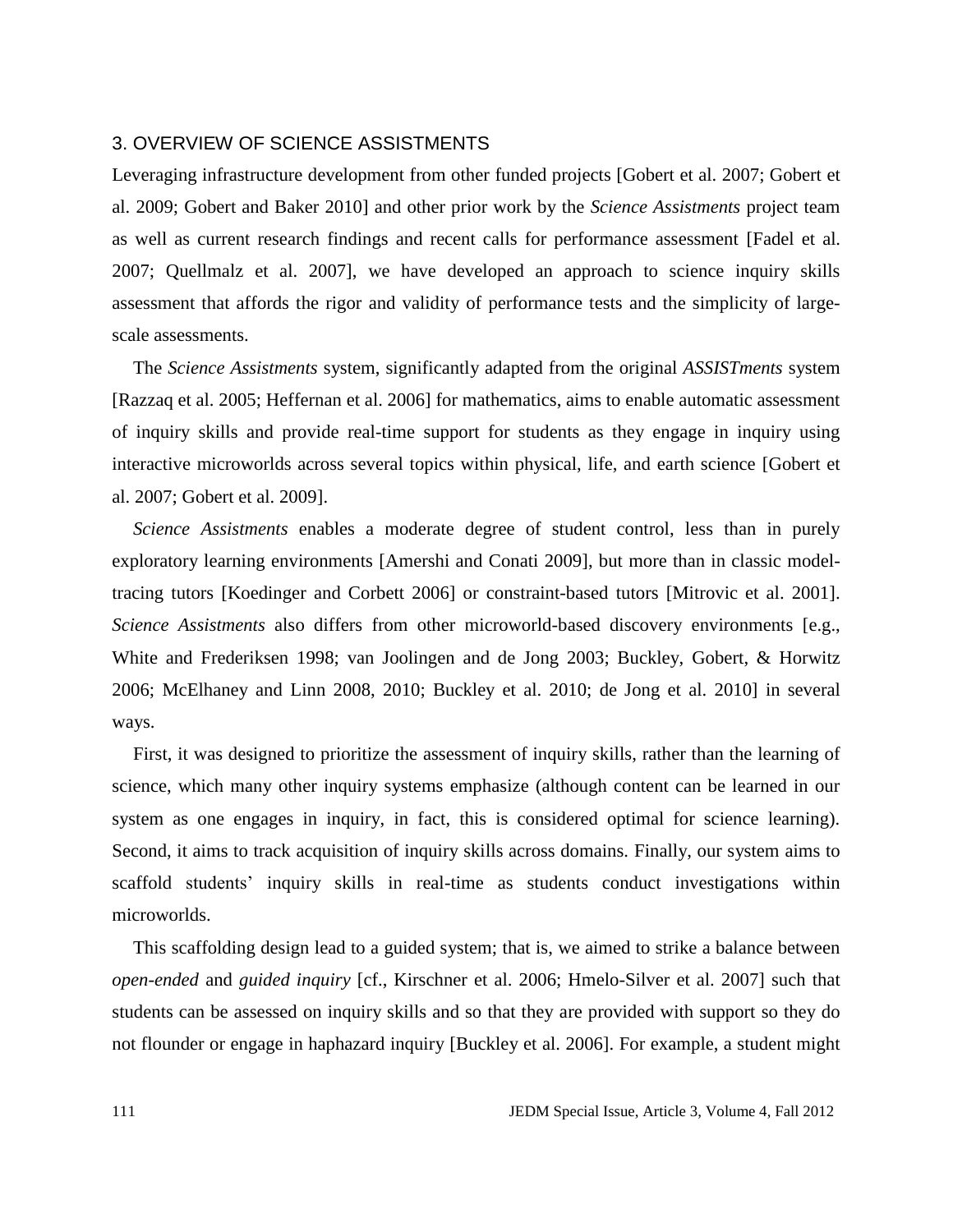## 3. OVERVIEW OF SCIENCE ASSISTMENTS

Leveraging infrastructure development from other funded projects [Gobert et al. 2007; Gobert et al. 2009; Gobert and Baker 2010] and other prior work by the *Science Assistments* project team as well as current research findings and recent calls for performance assessment [Fadel et al. 2007; Quellmalz et al. 2007], we have developed an approach to science inquiry skills assessment that affords the rigor and validity of performance tests and the simplicity of large-scale assessments.

The *Science Assistments* system, significantly adapted from the original *ASSISTments* system [Razzaq et al. 2005; Heffernan et al. 2006] for mathematics, aims to enable automatic assessment of inquiry skills and provide real-time support for students as they engage in inquiry using interactive microworlds across several topics within physical, life, and earth science [Gobert et al. 2007; Gobert et al. 2009].

*Science Assistments* enables a moderate degree of student control, less than in purely exploratory learning environments [Amershi and Conati 2009], but more than in classic model-tracing tutors [Koedinger and Corbett 2006] or constraint-based tutors [Mitrovic et al. 2001]. *Science Assistments* also differs from other microworld-based discovery environments [e.g., White and Frederiksen 1998; van Joolingen and de Jong 2003; Buckley, Gobert, & Horwitz 2006; McElhaney and Linn 2008, 2010; Buckley et al. 2010; de Jong et al. 2010] in several ways.

First, it was designed to prioritize the assessment of inquiry skills, rather than the learning of science, which many other inquiry systems emphasize (although content can be learned in our system as one engages in inquiry, in fact, this is considered optimal for science learning). Second, it aims to track acquisition of inquiry skills across domains. Finally, our system aims to scaffold students' inquiry skills in real-time as students conduct investigations within microworlds.

This scaffolding design lead to a guided system; that is, we aimed to strike a balance between *open-ended* and *guided inquiry* [cf., Kirschner et al. 2006; Hmelo-Silver et al. 2007] such that students can be assessed on inquiry skills and so that they are provided with support so they do not flounder or engage in haphazard inquiry [Buckley et al. 2006]. For example, a student might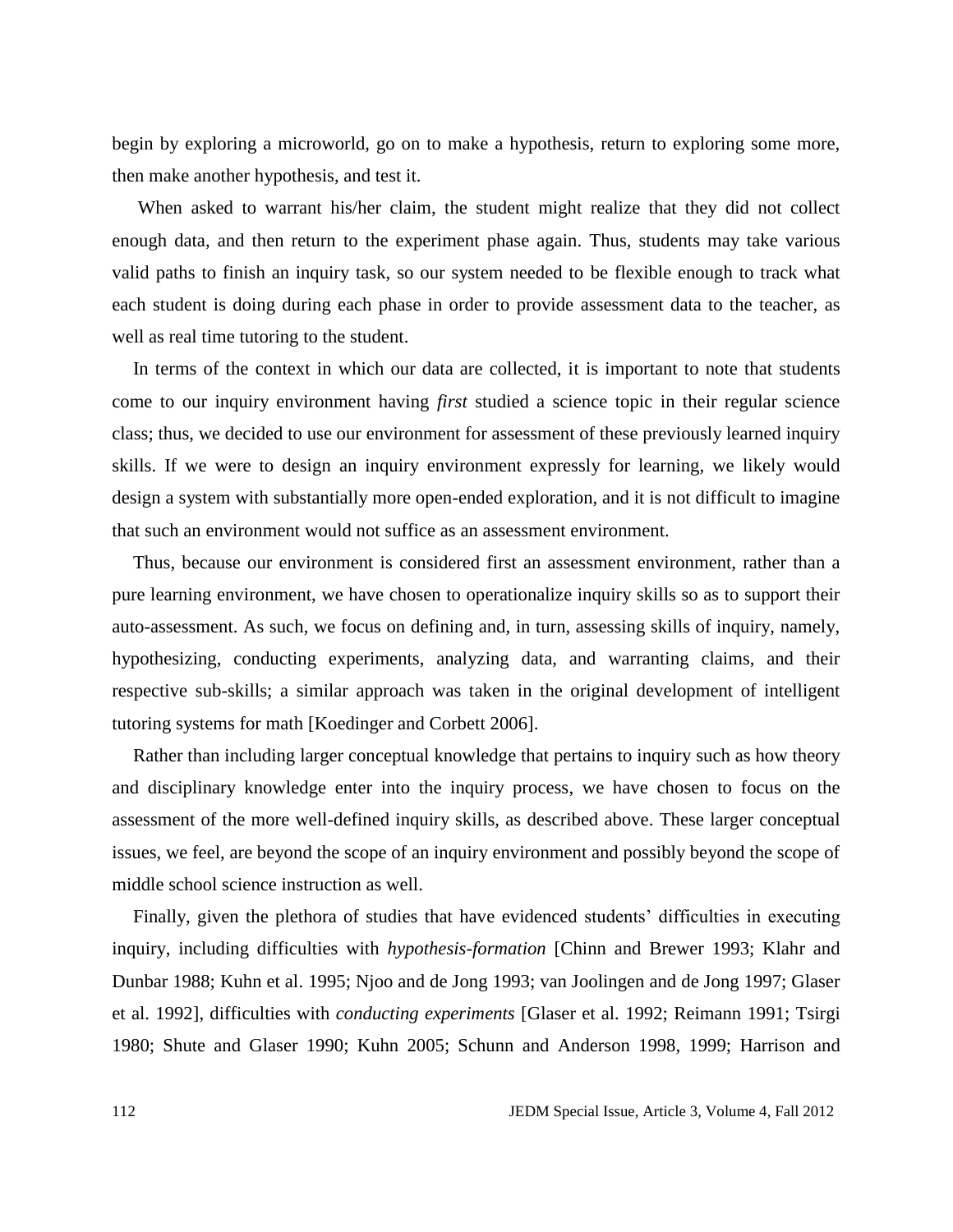begin by exploring a microworld, go on to make a hypothesis, return to exploring some more, then make another hypothesis, and test it.

When asked to warrant his/her claim, the student might realize that they did not collect enough data, and then return to the experiment phase again. Thus, students may take various valid paths to finish an inquiry task, so our system needed to be flexible enough to track what each student is doing during each phase in order to provide assessment data to the teacher, as well as real time tutoring to the student.

In terms of the context in which our data are collected, it is important to note that students come to our inquiry environment having *first* studied a science topic in their regular science class; thus, we decided to use our environment for assessment of these previously learned inquiry skills. If we were to design an inquiry environment expressly for learning, we likely would design a system with substantially more open-ended exploration, and it is not difficult to imagine that such an environment would not suffice as an assessment environment.

Thus, because our environment is considered first an assessment environment, rather than a pure learning environment, we have chosen to operationalize inquiry skills so as to support their auto-assessment. As such, we focus on defining and, in turn, assessing skills of inquiry, namely, hypothesizing, conducting experiments, analyzing data, and warranting claims, and their respective sub-skills; a similar approach was taken in the original development of intelligent tutoring systems for math [Koedinger and Corbett 2006].

Rather than including larger conceptual knowledge that pertains to inquiry such as how theory and disciplinary knowledge enter into the inquiry process, we have chosen to focus on the assessment of the more well-defined inquiry skills, as described above. These larger conceptual issues, we feel, are beyond the scope of an inquiry environment and possibly beyond the scope of middle school science instruction as well.

Finally, given the plethora of studies that have evidenced students' difficulties in executing inquiry, including difficulties with *hypothesis-formation* [Chinn and Brewer 1993; Klahr and Dunbar 1988; Kuhn et al. 1995; Njoo and de Jong 1993; van Joolingen and de Jong 1997; Glaser et al. 1992], difficulties with *conducting experiments* [Glaser et al. 1992; Reimann 1991; Tsirgi 1980; Shute and Glaser 1990; Kuhn 2005; Schunn and Anderson 1998, 1999; Harrison and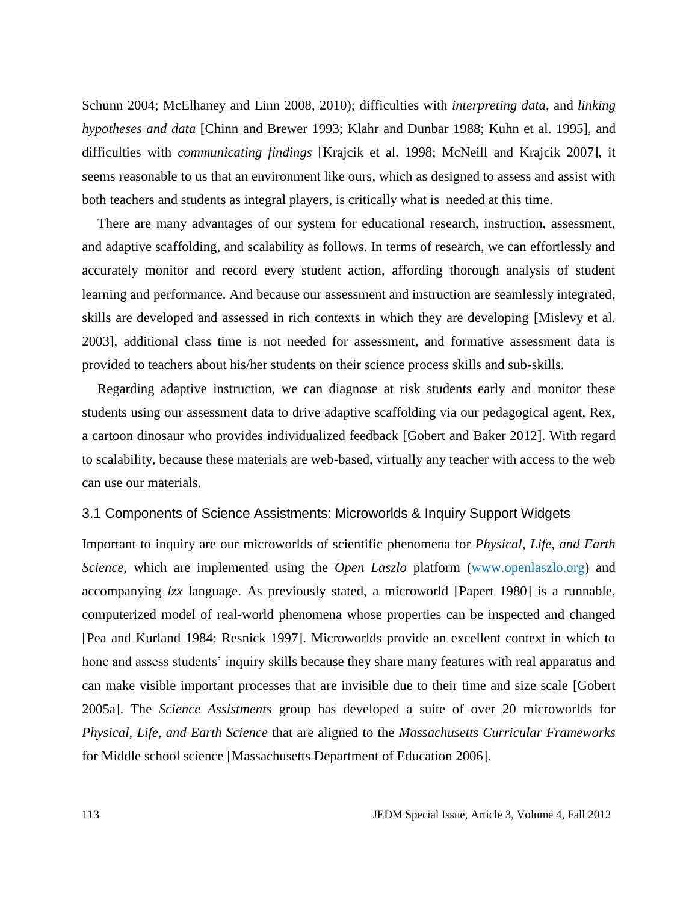Schunn 2004; McElhaney and Linn 2008, 2010); difficulties with *interpreting data*, and *linking hypotheses and data* [Chinn and Brewer 1993; Klahr and Dunbar 1988; Kuhn et al. 1995], and difficulties with *communicating findings* [Krajcik et al. 1998; McNeill and Krajcik 2007], it seems reasonable to us that an environment like ours, which as designed to assess and assist with both teachers and students as integral players, is critically what is needed at this time.

There are many advantages of our system for educational research, instruction, assessment, and adaptive scaffolding, and scalability as follows. In terms of research, we can effortlessly and accurately monitor and record every student action, affording thorough analysis of student learning and performance. And because our assessment and instruction are seamlessly integrated, skills are developed and assessed in rich contexts in which they are developing [Mislevy et al. 2003], additional class time is not needed for assessment, and formative assessment data is provided to teachers about his/her students on their science process skills and sub-skills.

Regarding adaptive instruction, we can diagnose at risk students early and monitor these students using our assessment data to drive adaptive scaffolding via our pedagogical agent, Rex, a cartoon dinosaur who provides individualized feedback [Gobert and Baker 2012]. With regard to scalability, because these materials are web-based, virtually any teacher with access to the web can use our materials.

### 3.1 Components of Science Assistments: Microworlds & Inquiry Support Widgets

Important to inquiry are our microworlds of scientific phenomena for *Physical, Life, and Earth Science*, which are implemented using the *Open Laszlo* platform (www.openlaszlo.org) and accompanying *lzx* language. As previously stated, a microworld [Papert 1980] is a runnable, computerized model of real-world phenomena whose properties can be inspected and changed [Pea and Kurland 1984; Resnick 1997]. Microworlds provide an excellent context in which to hone and assess students' inquiry skills because they share many features with real apparatus and can make visible important processes that are invisible due to their time and size scale [Gobert 2005a]. The *Science Assistments* group has developed a suite of over 20 microworlds for *Physical, Life, and Earth Science* that are aligned to the *Massachusetts Curricular Frameworks* for Middle school science [Massachusetts Department of Education 2006].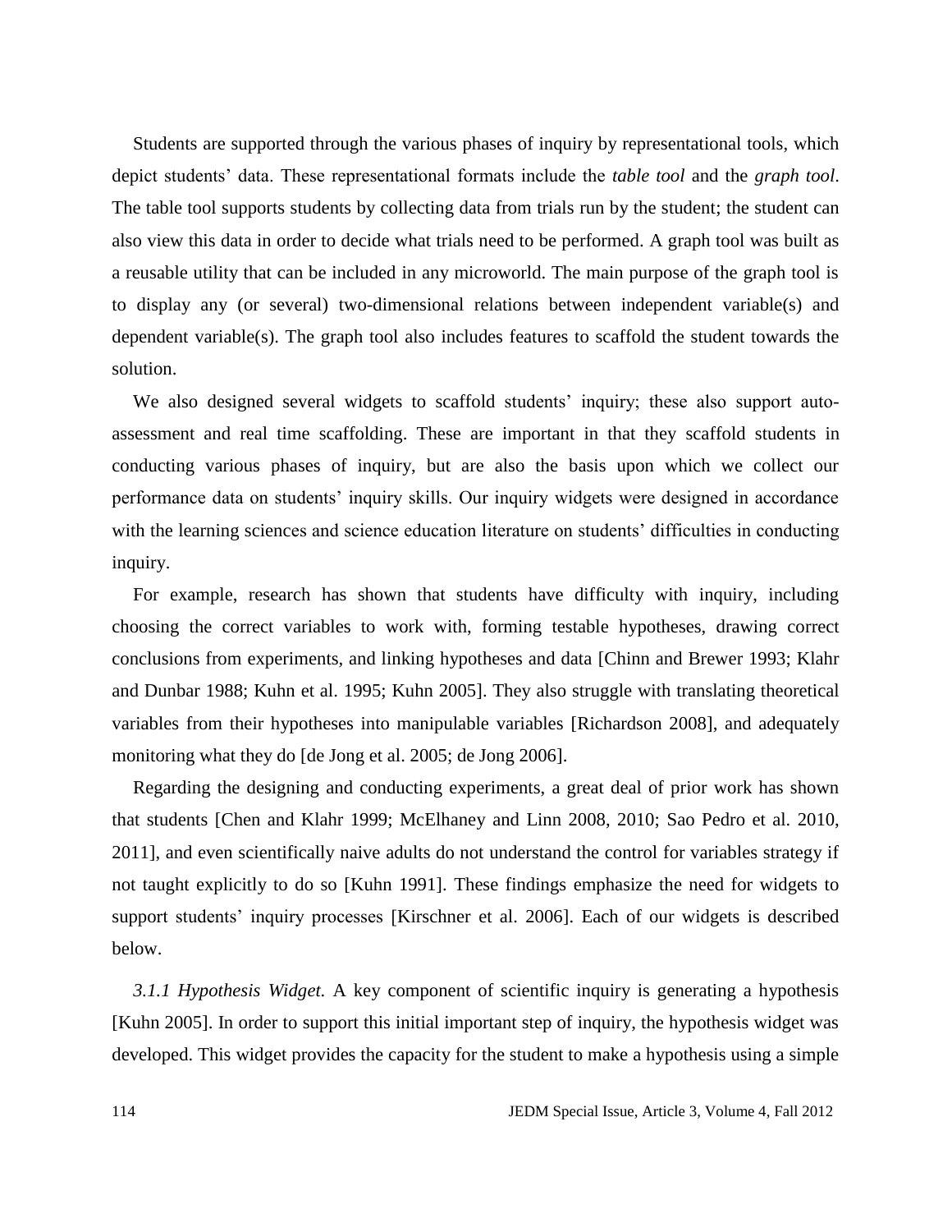Students are supported through the various phases of inquiry by representational tools, which depict students' data. These representational formats include the *table tool* and the *graph tool*. The table tool supports students by collecting data from trials run by the student; the student can also view this data in order to decide what trials need to be performed. A graph tool was built as a reusable utility that can be included in any microworld. The main purpose of the graph tool is to display any (or several) two-dimensional relations between independent variable(s) and dependent variable(s). The graph tool also includes features to scaffold the student towards the solution.

We also designed several widgets to scaffold students' inquiry; these also support auto-assessment and real time scaffolding. These are important in that they scaffold students in conducting various phases of inquiry, but are also the basis upon which we collect our performance data on students' inquiry skills. Our inquiry widgets were designed in accordance with the learning sciences and science education literature on students' difficulties in conducting inquiry.

For example, research has shown that students have difficulty with inquiry, including choosing the correct variables to work with, forming testable hypotheses, drawing correct conclusions from experiments, and linking hypotheses and data [Chinn and Brewer 1993; Klahr and Dunbar 1988; Kuhn et al. 1995; Kuhn 2005]. They also struggle with translating theoretical variables from their hypotheses into manipulable variables [Richardson 2008], and adequately monitoring what they do [de Jong et al. 2005; de Jong 2006].

Regarding the designing and conducting experiments, a great deal of prior work has shown that students [Chen and Klahr 1999; McElhaney and Linn 2008, 2010; Sao Pedro et al. 2010, 2011], and even scientifically naive adults do not understand the control for variables strategy if not taught explicitly to do so [Kuhn 1991]. These findings emphasize the need for widgets to support students' inquiry processes [Kirschner et al. 2006]. Each of our widgets is described below.

*3.1.1 Hypothesis Widget.* A key component of scientific inquiry is generating a hypothesis [Kuhn 2005]. In order to support this initial important step of inquiry, the hypothesis widget was developed. This widget provides the capacity for the student to make a hypothesis using a simple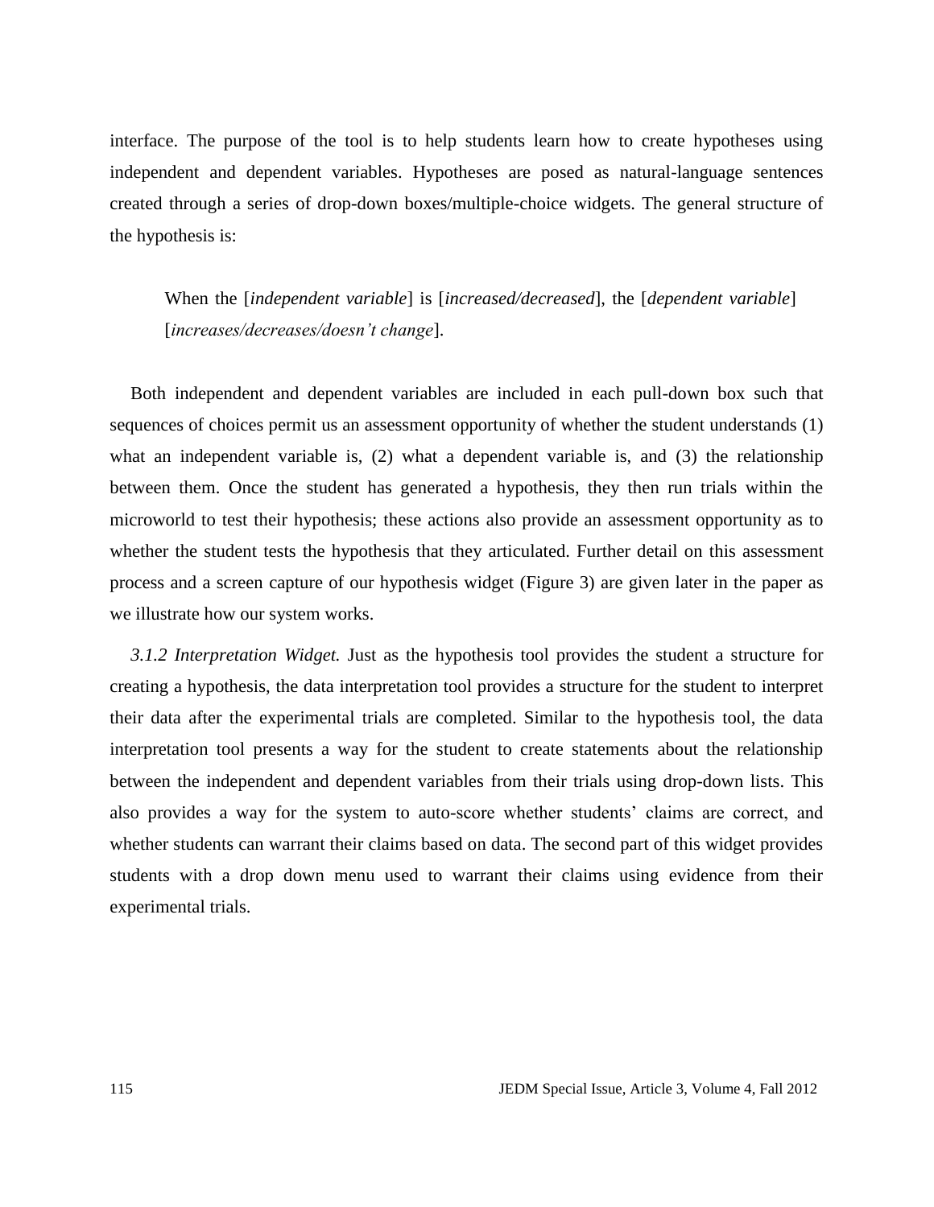interface. The purpose of the tool is to help students learn how to create hypotheses using independent and dependent variables. Hypotheses are posed as natural-language sentences created through a series of drop-down boxes/multiple-choice widgets. The general structure of the hypothesis is:

> When the [*independent variable*] is [*increased/decreased*], the [*dependent variable*] [*increases/decreases/doesn't change*].

Both independent and dependent variables are included in each pull-down box such that sequences of choices permit us an assessment opportunity of whether the student understands (1) what an independent variable is, (2) what a dependent variable is, and (3) the relationship between them. Once the student has generated a hypothesis, they then run trials within the microworld to test their hypothesis; these actions also provide an assessment opportunity as to whether the student tests the hypothesis that they articulated. Further detail on this assessment process and a screen capture of our hypothesis widget (Figure 3) are given later in the paper as we illustrate how our system works.

*3.1.2 Interpretation Widget.* Just as the hypothesis tool provides the student a structure for creating a hypothesis, the data interpretation tool provides a structure for the student to interpret their data after the experimental trials are completed. Similar to the hypothesis tool, the data interpretation tool presents a way for the student to create statements about the relationship between the independent and dependent variables from their trials using drop-down lists. This also provides a way for the system to auto-score whether students' claims are correct, and whether students can warrant their claims based on data. The second part of this widget provides students with a drop down menu used to warrant their claims using evidence from their experimental trials.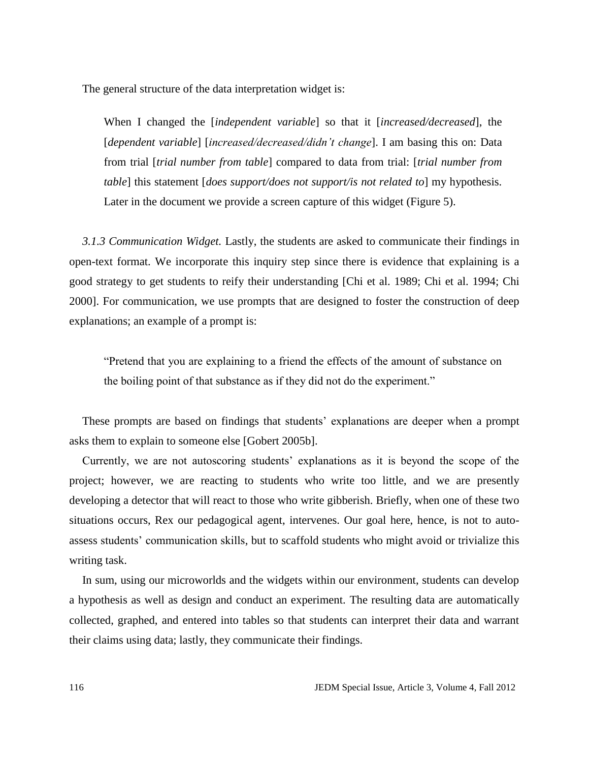The general structure of the data interpretation widget is:

> When I changed the [*independent variable*] so that it [*increased/decreased*], the [*dependent variable*] [*increased/decreased/didn't change*]. I am basing this on: Data from trial [*trial number from table*] compared to data from trial: [*trial number from table*] this statement [*does support/does not support/is not related to*] my hypothesis. Later in the document we provide a screen capture of this widget (Figure 5).

*3.1.3 Communication Widget.* Lastly, the students are asked to communicate their findings in open-text format. We incorporate this inquiry step since there is evidence that explaining is a good strategy to get students to reify their understanding [Chi et al. 1989; Chi et al. 1994; Chi 2000]. For communication, we use prompts that are designed to foster the construction of deep explanations; an example of a prompt is:

> "Pretend that you are explaining to a friend the effects of the amount of substance on the boiling point of that substance as if they did not do the experiment."

These prompts are based on findings that students' explanations are deeper when a prompt asks them to explain to someone else [Gobert 2005b].

Currently, we are not autoscoring students' explanations as it is beyond the scope of the project; however, we are reacting to students who write too little, and we are presently developing a detector that will react to those who write gibberish. Briefly, when one of these two situations occurs, Rex our pedagogical agent, intervenes. Our goal here, hence, is not to auto-assess students' communication skills, but to scaffold students who might avoid or trivialize this writing task.

In sum, using our microworlds and the widgets within our environment, students can develop a hypothesis as well as design and conduct an experiment. The resulting data are automatically collected, graphed, and entered into tables so that students can interpret their data and warrant their claims using data; lastly, they communicate their findings.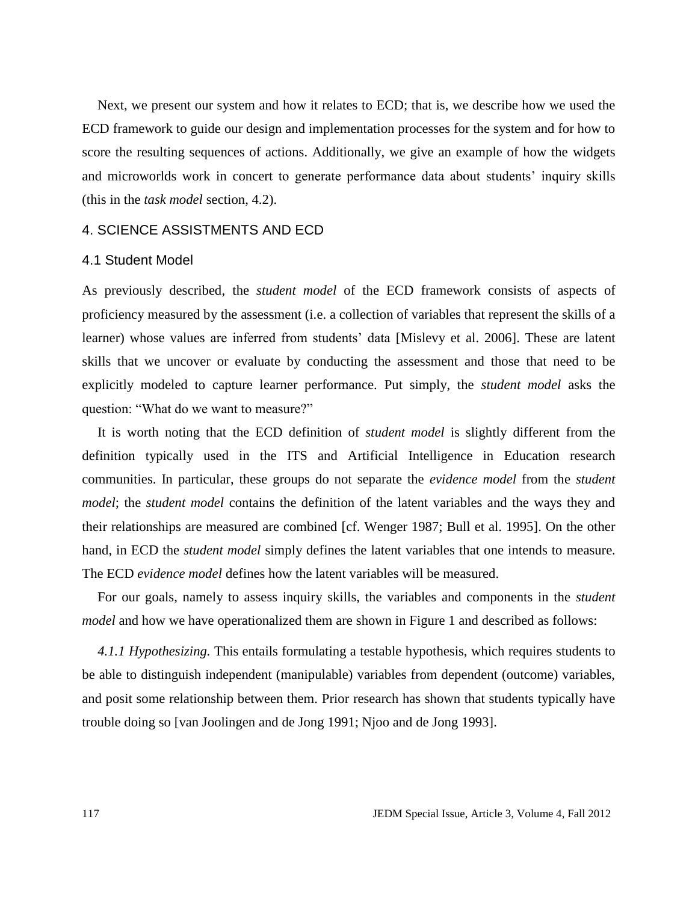Next, we present our system and how it relates to ECD; that is, we describe how we used the ECD framework to guide our design and implementation processes for the system and for how to score the resulting sequences of actions. Additionally, we give an example of how the widgets and microworlds work in concert to generate performance data about students' inquiry skills (this in the *task model* section, 4.2).

## 4. SCIENCE ASSISTMENTS AND ECD

### 4.1 Student Model

As previously described, the *student model* of the ECD framework consists of aspects of proficiency measured by the assessment (i.e. a collection of variables that represent the skills of a learner) whose values are inferred from students' data [Mislevy et al. 2006]. These are latent skills that we uncover or evaluate by conducting the assessment and those that need to be explicitly modeled to capture learner performance. Put simply, the *student model* asks the question: "What do we want to measure?"

It is worth noting that the ECD definition of *student model* is slightly different from the definition typically used in the ITS and Artificial Intelligence in Education research communities. In particular, these groups do not separate the *evidence model* from the *student model*; the *student model* contains the definition of the latent variables and the ways they and their relationships are measured are combined [cf. Wenger 1987; Bull et al. 1995]. On the other hand, in ECD the *student model* simply defines the latent variables that one intends to measure. The ECD *evidence model* defines how the latent variables will be measured.

For our goals, namely to assess inquiry skills, the variables and components in the *student model* and how we have operationalized them are shown in Figure 1 and described as follows:

*4.1.1 Hypothesizing.* This entails formulating a testable hypothesis, which requires students to be able to distinguish independent (manipulable) variables from dependent (outcome) variables, and posit some relationship between them. Prior research has shown that students typically have trouble doing so [van Joolingen and de Jong 1991; Njoo and de Jong 1993].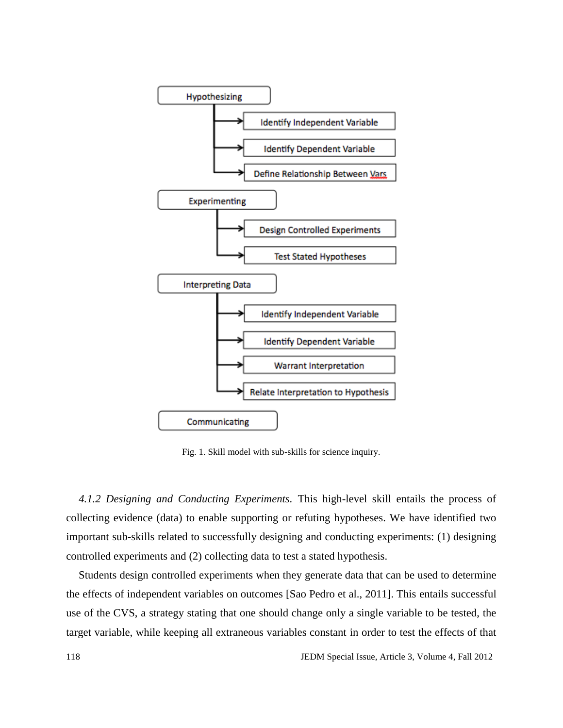- Hypothesizing
  - Identify Independent Variable
  - Identify Dependent Variable
  - Define Relationship Between Vars
- Experimenting
  - Design Controlled Experiments
  - Test Stated Hypotheses
- Interpreting Data
  - Identify Independent Variable
  - Identify Dependent Variable
  - Warrant Interpretation
  - Relate Interpretation to Hypothesis
- Communicating

Fig. 1. Skill model with sub-skills for science inquiry.

*4.1.2 Designing and Conducting Experiments.* This high-level skill entails the process of collecting evidence (data) to enable supporting or refuting hypotheses. We have identified two important sub-skills related to successfully designing and conducting experiments: (1) designing controlled experiments and (2) collecting data to test a stated hypothesis.

Students design controlled experiments when they generate data that can be used to determine the effects of independent variables on outcomes [Sao Pedro et al., 2011]. This entails successful use of the CVS, a strategy stating that one should change only a single variable to be tested, the target variable, while keeping all extraneous variables constant in order to test the effects of that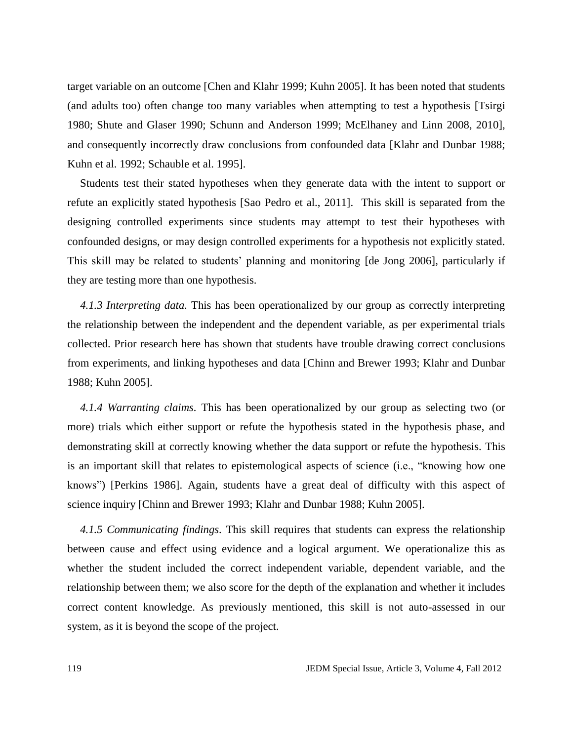target variable on an outcome [Chen and Klahr 1999; Kuhn 2005]. It has been noted that students (and adults too) often change too many variables when attempting to test a hypothesis [Tsirgi 1980; Shute and Glaser 1990; Schunn and Anderson 1999; McElhaney and Linn 2008, 2010], and consequently incorrectly draw conclusions from confounded data [Klahr and Dunbar 1988; Kuhn et al. 1992; Schauble et al. 1995].

Students test their stated hypotheses when they generate data with the intent to support or refute an explicitly stated hypothesis [Sao Pedro et al., 2011]. This skill is separated from the designing controlled experiments since students may attempt to test their hypotheses with confounded designs, or may design controlled experiments for a hypothesis not explicitly stated. This skill may be related to students' planning and monitoring [de Jong 2006], particularly if they are testing more than one hypothesis.

*4.1.3 Interpreting data.* This has been operationalized by our group as correctly interpreting the relationship between the independent and the dependent variable, as per experimental trials collected. Prior research here has shown that students have trouble drawing correct conclusions from experiments, and linking hypotheses and data [Chinn and Brewer 1993; Klahr and Dunbar 1988; Kuhn 2005].

*4.1.4 Warranting claims*. This has been operationalized by our group as selecting two (or more) trials which either support or refute the hypothesis stated in the hypothesis phase, and demonstrating skill at correctly knowing whether the data support or refute the hypothesis. This is an important skill that relates to epistemological aspects of science (i.e., "knowing how one knows") [Perkins 1986]. Again, students have a great deal of difficulty with this aspect of science inquiry [Chinn and Brewer 1993; Klahr and Dunbar 1988; Kuhn 2005].

*4.1.5 Communicating findings*. This skill requires that students can express the relationship between cause and effect using evidence and a logical argument. We operationalize this as whether the student included the correct independent variable, dependent variable, and the relationship between them; we also score for the depth of the explanation and whether it includes correct content knowledge. As previously mentioned, this skill is not auto-assessed in our system, as it is beyond the scope of the project.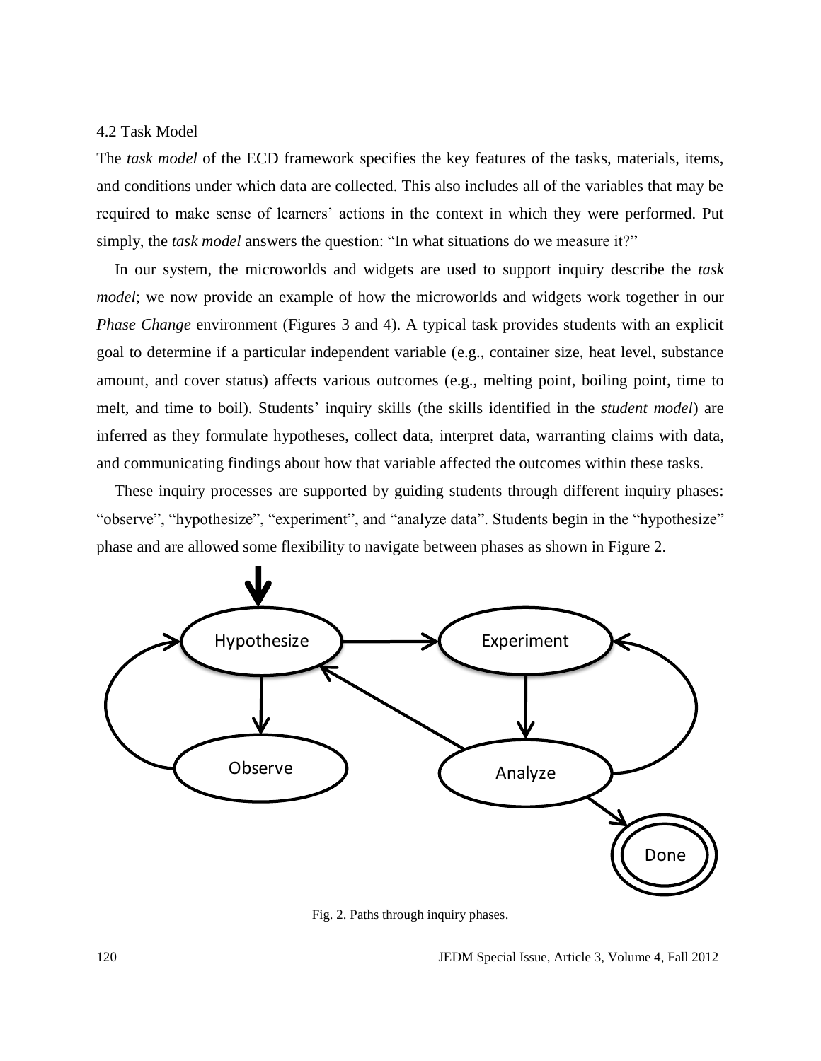### 4.2 Task Model

The *task model* of the ECD framework specifies the key features of the tasks, materials, items, and conditions under which data are collected. This also includes all of the variables that may be required to make sense of learners' actions in the context in which they were performed. Put simply, the *task model* answers the question: "In what situations do we measure it?"

In our system, the microworlds and widgets are used to support inquiry describe the *task model*; we now provide an example of how the microworlds and widgets work together in our *Phase Change* environment (Figures 3 and 4). A typical task provides students with an explicit goal to determine if a particular independent variable (e.g., container size, heat level, substance amount, and cover status) affects various outcomes (e.g., melting point, boiling point, time to melt, and time to boil). Students' inquiry skills (the skills identified in the *student model*) are inferred as they formulate hypotheses, collect data, interpret data, warranting claims with data, and communicating findings about how that variable affected the outcomes within these tasks.

These inquiry processes are supported by guiding students through different inquiry phases: "observe", "hypothesize", "experiment", and "analyze data". Students begin in the "hypothesize" phase and are allowed some flexibility to navigate between phases as shown in Figure 2.

Fig. 2. Paths through inquiry phases.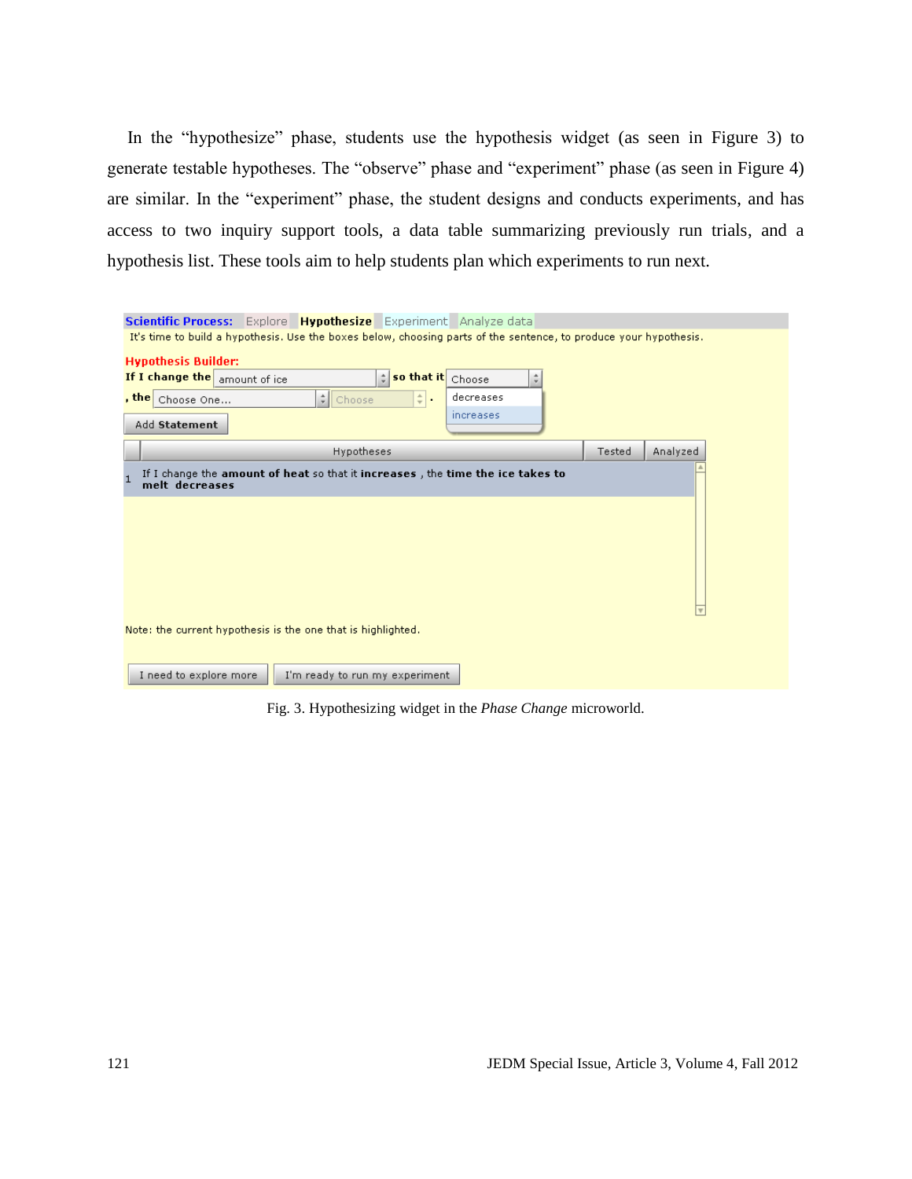In the "hypothesize" phase, students use the hypothesis widget (as seen in Figure 3) to generate testable hypotheses. The "observe" phase and "experiment" phase (as seen in Figure 4) are similar. In the "experiment" phase, the student designs and conducts experiments, and has access to two inquiry support tools, a data table summarizing previously run trials, and a hypothesis list. These tools aim to help students plan which experiments to run next.

Fig. 3. Hypothesizing widget in the *Phase Change* microworld.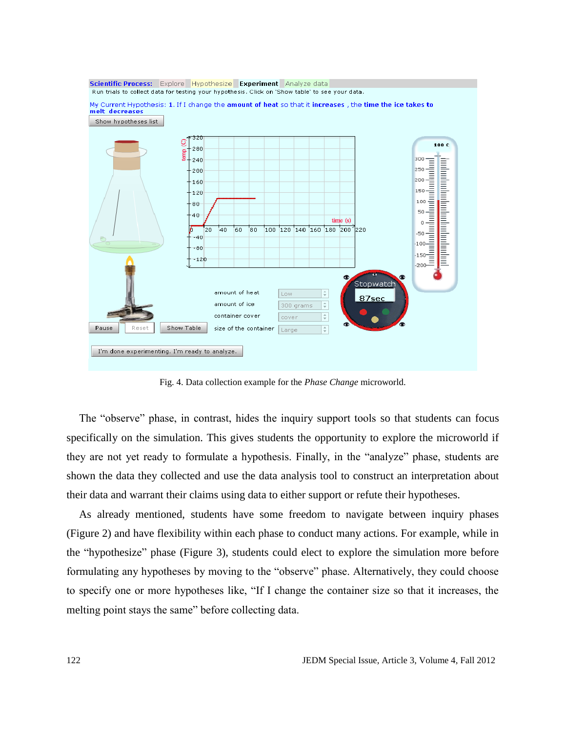Fig. 4. Data collection example for the *Phase Change* microworld.

The "observe" phase, in contrast, hides the inquiry support tools so that students can focus specifically on the simulation. This gives students the opportunity to explore the microworld if they are not yet ready to formulate a hypothesis. Finally, in the "analyze" phase, students are shown the data they collected and use the data analysis tool to construct an interpretation about their data and warrant their claims using data to either support or refute their hypotheses.

As already mentioned, students have some freedom to navigate between inquiry phases (Figure 2) and have flexibility within each phase to conduct many actions. For example, while in the "hypothesize" phase (Figure 3), students could elect to explore the simulation more before formulating any hypotheses by moving to the "observe" phase. Alternatively, they could choose to specify one or more hypotheses like, "If I change the container size so that it increases, the melting point stays the same" before collecting data.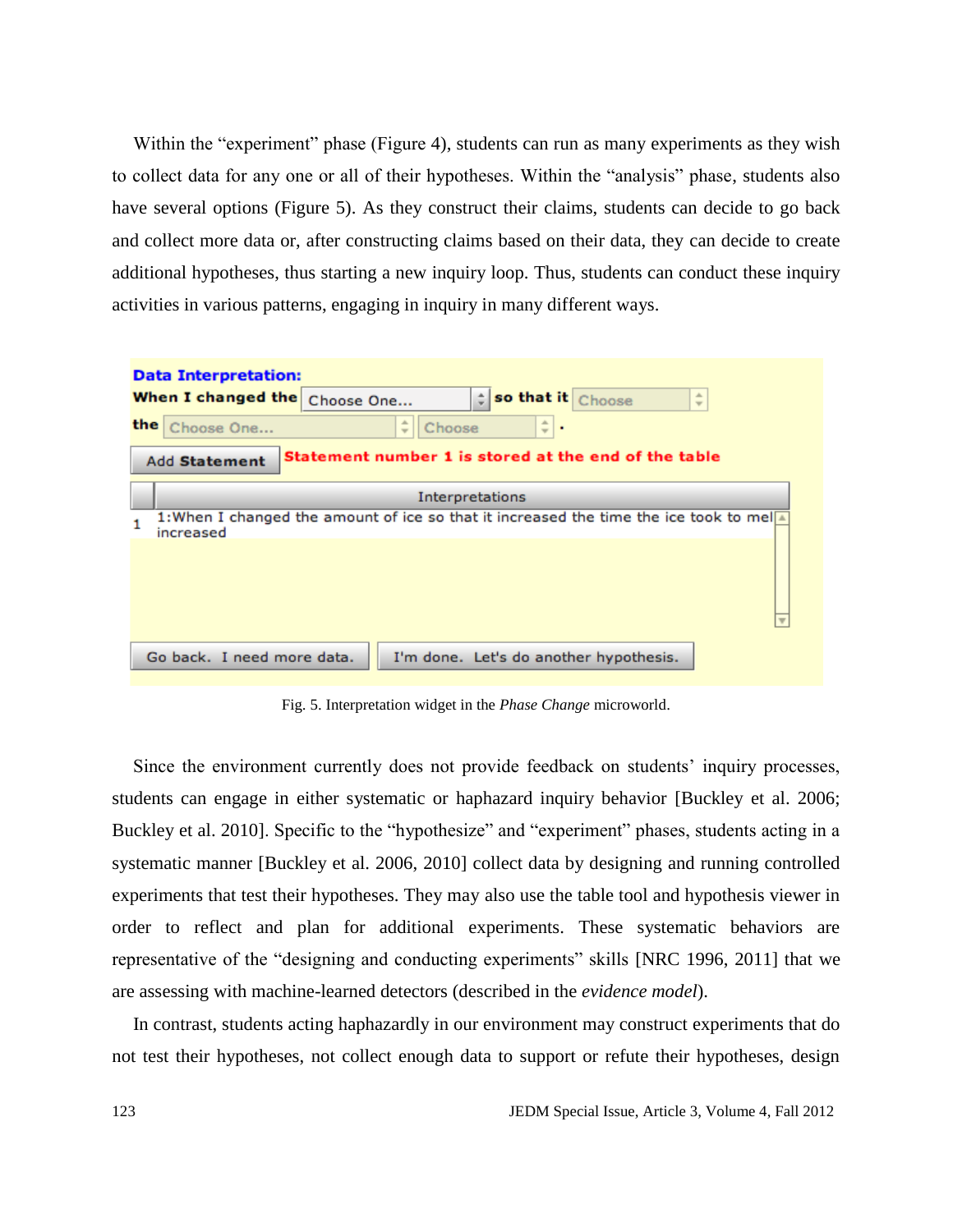Within the "experiment" phase (Figure 4), students can run as many experiments as they wish to collect data for any one or all of their hypotheses. Within the "analysis" phase, students also have several options (Figure 5). As they construct their claims, students can decide to go back and collect more data or, after constructing claims based on their data, they can decide to create additional hypotheses, thus starting a new inquiry loop. Thus, students can conduct these inquiry activities in various patterns, engaging in inquiry in many different ways.

Fig. 5. Interpretation widget in the *Phase Change* microworld.

Since the environment currently does not provide feedback on students' inquiry processes, students can engage in either systematic or haphazard inquiry behavior [Buckley et al. 2006; Buckley et al. 2010]. Specific to the "hypothesize" and "experiment" phases, students acting in a systematic manner [Buckley et al. 2006, 2010] collect data by designing and running controlled experiments that test their hypotheses. They may also use the table tool and hypothesis viewer in order to reflect and plan for additional experiments. These systematic behaviors are representative of the "designing and conducting experiments" skills [NRC 1996, 2011] that we are assessing with machine-learned detectors (described in the *evidence model*).

In contrast, students acting haphazardly in our environment may construct experiments that do not test their hypotheses, not collect enough data to support or refute their hypotheses, design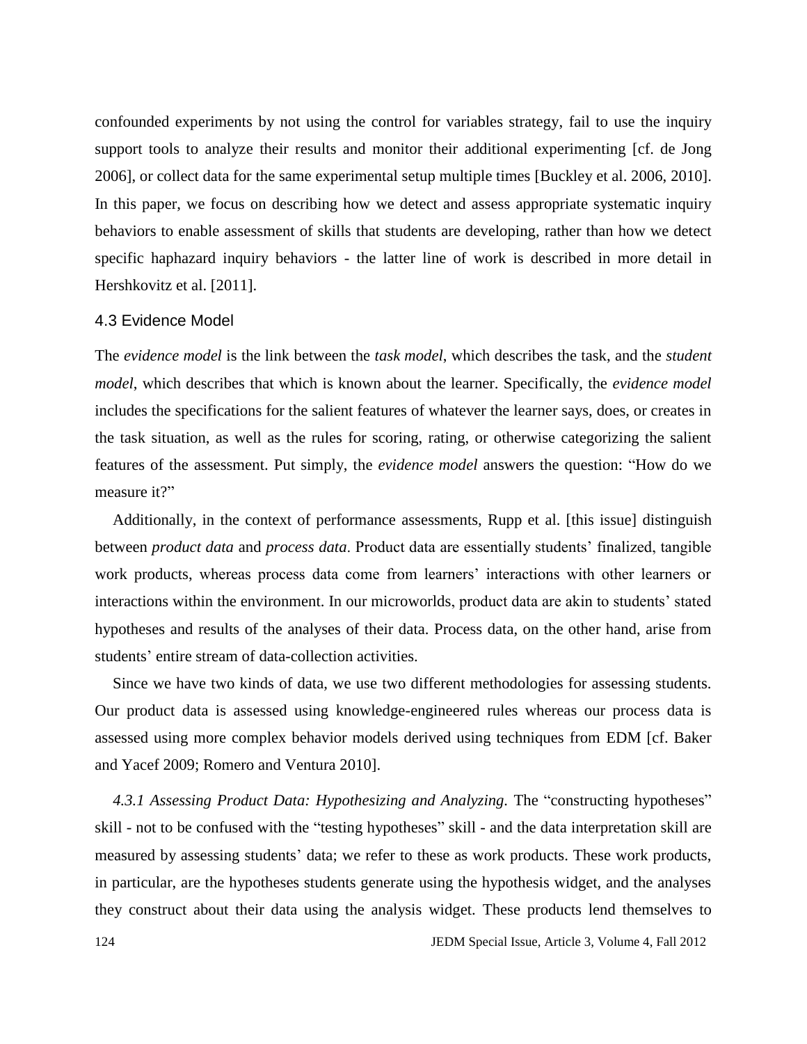confounded experiments by not using the control for variables strategy, fail to use the inquiry support tools to analyze their results and monitor their additional experimenting [cf. de Jong 2006], or collect data for the same experimental setup multiple times [Buckley et al. 2006, 2010]. In this paper, we focus on describing how we detect and assess appropriate systematic inquiry behaviors to enable assessment of skills that students are developing, rather than how we detect specific haphazard inquiry behaviors - the latter line of work is described in more detail in Hershkovitz et al. [2011].

### 4.3 Evidence Model

The *evidence model* is the link between the *task model,* which describes the task, and the *student model*, which describes that which is known about the learner. Specifically, the *evidence model* includes the specifications for the salient features of whatever the learner says, does, or creates in the task situation, as well as the rules for scoring, rating, or otherwise categorizing the salient features of the assessment. Put simply, the *evidence model* answers the question: "How do we measure it?"

Additionally, in the context of performance assessments, Rupp et al. [this issue] distinguish between *product data* and *process data*. Product data are essentially students' finalized, tangible work products, whereas process data come from learners' interactions with other learners or interactions within the environment. In our microworlds, product data are akin to students' stated hypotheses and results of the analyses of their data. Process data, on the other hand, arise from students' entire stream of data-collection activities.

Since we have two kinds of data, we use two different methodologies for assessing students. Our product data is assessed using knowledge-engineered rules whereas our process data is assessed using more complex behavior models derived using techniques from EDM [cf. Baker and Yacef 2009; Romero and Ventura 2010].

*4.3.1 Assessing Product Data: Hypothesizing and Analyzing.* The "constructing hypotheses" skill - not to be confused with the "testing hypotheses" skill - and the data interpretation skill are measured by assessing students' data; we refer to these as work products. These work products, in particular, are the hypotheses students generate using the hypothesis widget, and the analyses they construct about their data using the analysis widget. These products lend themselves to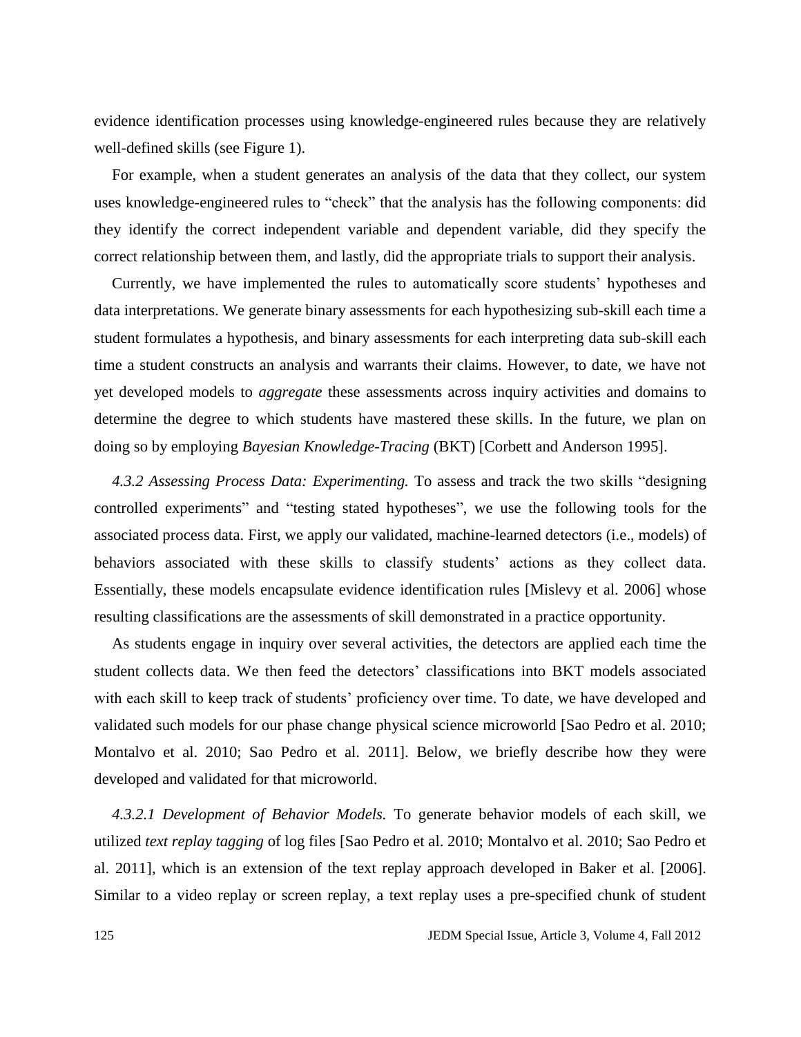evidence identification processes using knowledge-engineered rules because they are relatively well-defined skills (see Figure 1).

For example, when a student generates an analysis of the data that they collect, our system uses knowledge-engineered rules to "check" that the analysis has the following components: did they identify the correct independent variable and dependent variable, did they specify the correct relationship between them, and lastly, did the appropriate trials to support their analysis.

Currently, we have implemented the rules to automatically score students' hypotheses and data interpretations. We generate binary assessments for each hypothesizing sub-skill each time a student formulates a hypothesis, and binary assessments for each interpreting data sub-skill each time a student constructs an analysis and warrants their claims. However, to date, we have not yet developed models to *aggregate* these assessments across inquiry activities and domains to determine the degree to which students have mastered these skills. In the future, we plan on doing so by employing *Bayesian Knowledge-Tracing* (BKT) [Corbett and Anderson 1995].

*4.3.2 Assessing Process Data: Experimenting.* To assess and track the two skills "designing controlled experiments" and "testing stated hypotheses", we use the following tools for the associated process data. First, we apply our validated, machine-learned detectors (i.e., models) of behaviors associated with these skills to classify students' actions as they collect data. Essentially, these models encapsulate evidence identification rules [Mislevy et al. 2006] whose resulting classifications are the assessments of skill demonstrated in a practice opportunity.

As students engage in inquiry over several activities, the detectors are applied each time the student collects data. We then feed the detectors' classifications into BKT models associated with each skill to keep track of students' proficiency over time. To date, we have developed and validated such models for our phase change physical science microworld [Sao Pedro et al. 2010; Montalvo et al. 2010; Sao Pedro et al. 2011]. Below, we briefly describe how they were developed and validated for that microworld.

*4.3.2.1 Development of Behavior Models.* To generate behavior models of each skill, we utilized *text replay tagging* of log files [Sao Pedro et al. 2010; Montalvo et al. 2010; Sao Pedro et al. 2011], which is an extension of the text replay approach developed in Baker et al. [2006]. Similar to a video replay or screen replay, a text replay uses a pre-specified chunk of student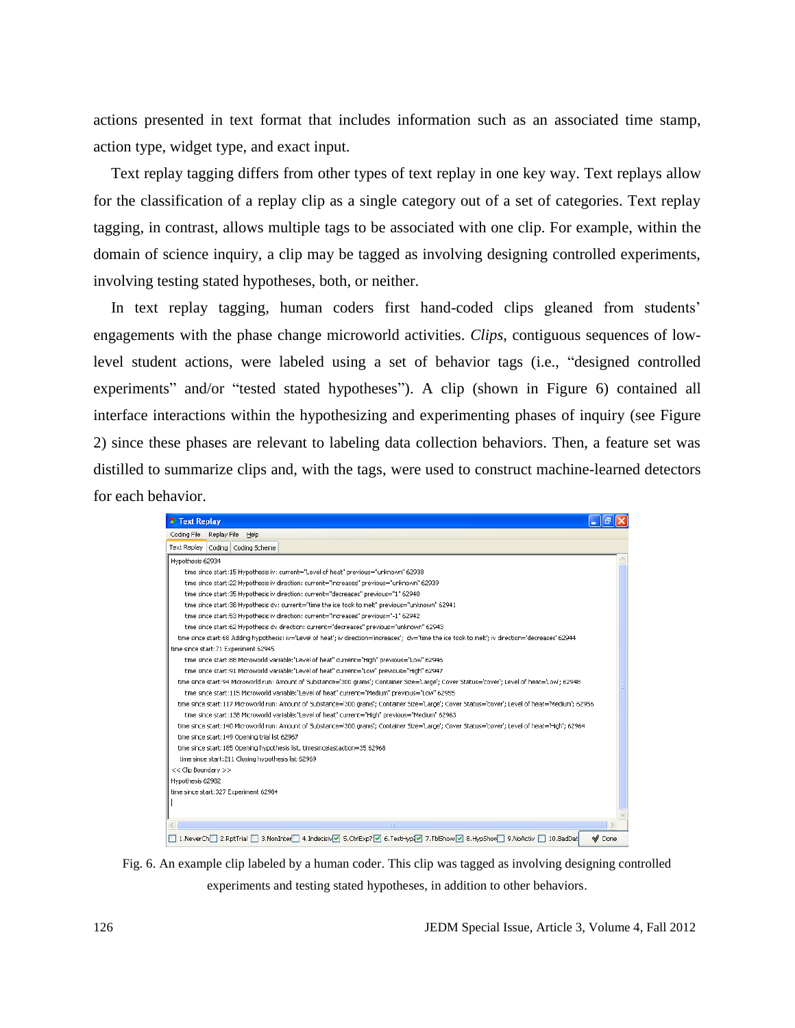actions presented in text format that includes information such as an associated time stamp, action type, widget type, and exact input.

Text replay tagging differs from other types of text replay in one key way. Text replays allow for the classification of a replay clip as a single category out of a set of categories. Text replay tagging, in contrast, allows multiple tags to be associated with one clip. For example, within the domain of science inquiry, a clip may be tagged as involving designing controlled experiments, involving testing stated hypotheses, both, or neither.

In text replay tagging, human coders first hand-coded clips gleaned from students' engagements with the phase change microworld activities. *Clips*, contiguous sequences of low-level student actions, were labeled using a set of behavior tags (i.e., "designed controlled experiments" and/or "tested stated hypotheses"). A clip (shown in Figure 6) contained all interface interactions within the hypothesizing and experimenting phases of inquiry (see Figure 2) since these phases are relevant to labeling data collection behaviors. Then, a feature set was distilled to summarize clips and, with the tags, were used to construct machine-learned detectors for each behavior.

Fig. 6. An example clip labeled by a human coder. This clip was tagged as involving designing controlled experiments and testing stated hypotheses, in addition to other behaviors.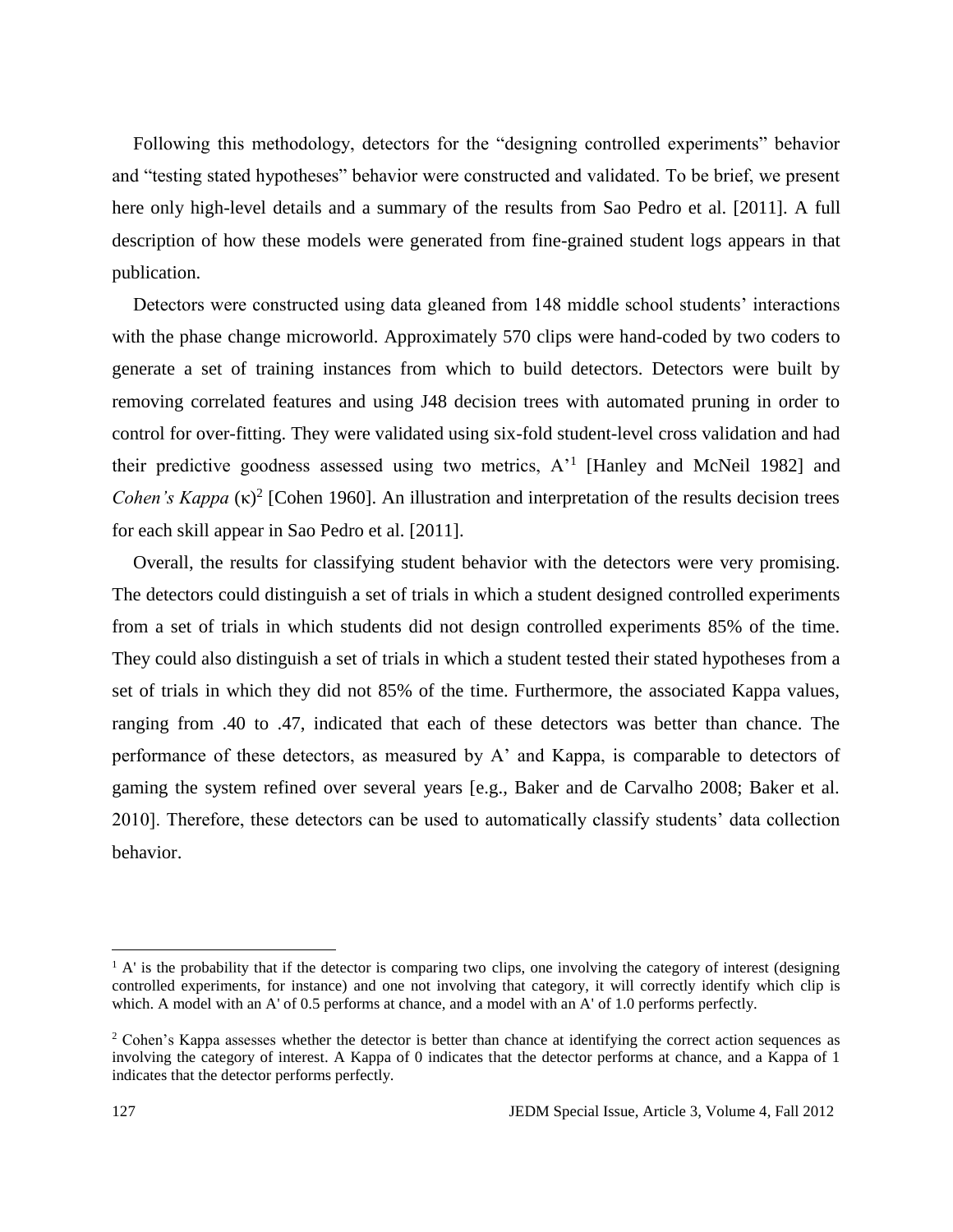Following this methodology, detectors for the "designing controlled experiments" behavior and "testing stated hypotheses" behavior were constructed and validated. To be brief, we present here only high-level details and a summary of the results from Sao Pedro et al. [2011]. A full description of how these models were generated from fine-grained student logs appears in that publication.

Detectors were constructed using data gleaned from 148 middle school students' interactions with the phase change microworld. Approximately 570 clips were hand-coded by two coders to generate a set of training instances from which to build detectors. Detectors were built by removing correlated features and using J48 decision trees with automated pruning in order to control for over-fitting. They were validated using six-fold student-level cross validation and had their predictive goodness assessed using two metrics, A'[1] [Hanley and McNeil 1982] and *Cohen's Kappa* (κ)[2] [Cohen 1960]. An illustration and interpretation of the results decision trees for each skill appear in Sao Pedro et al. [2011].

Overall, the results for classifying student behavior with the detectors were very promising. The detectors could distinguish a set of trials in which a student designed controlled experiments from a set of trials in which students did not design controlled experiments 85% of the time. They could also distinguish a set of trials in which a student tested their stated hypotheses from a set of trials in which they did not 85% of the time. Furthermore, the associated Kappa values, ranging from .40 to .47, indicated that each of these detectors was better than chance. The performance of these detectors, as measured by A' and Kappa, is comparable to detectors of gaming the system refined over several years [e.g., Baker and de Carvalho 2008; Baker et al. 2010]. Therefore, these detectors can be used to automatically classify students' data collection behavior.

---

[1] A' is the probability that if the detector is comparing two clips, one involving the category of interest (designing controlled experiments, for instance) and one not involving that category, it will correctly identify which clip is which. A model with an A' of 0.5 performs at chance, and a model with an A' of 1.0 performs perfectly.

[2] Cohen's Kappa assesses whether the detector is better than chance at identifying the correct action sequences as involving the category of interest. A Kappa of 0 indicates that the detector performs at chance, and a Kappa of 1 indicates that the detector performs perfectly.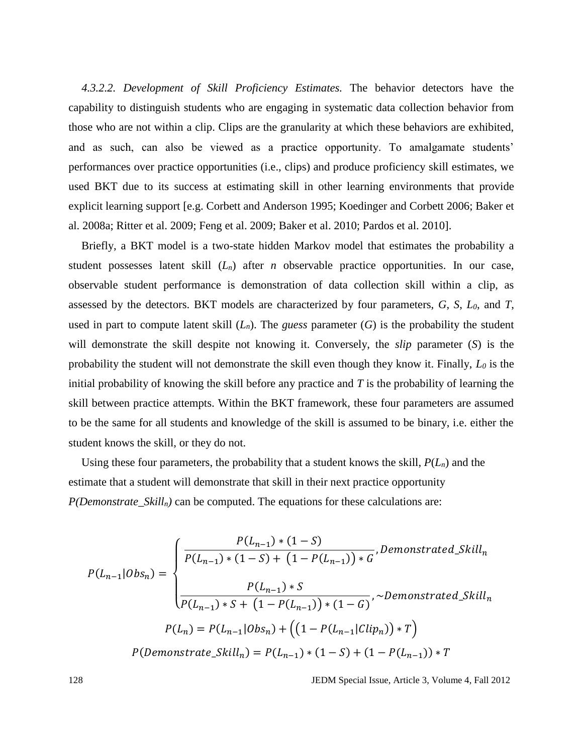*4.3.2.2. Development of Skill Proficiency Estimates.* The behavior detectors have the capability to distinguish students who are engaging in systematic data collection behavior from those who are not within a clip. Clips are the granularity at which these behaviors are exhibited, and as such, can also be viewed as a practice opportunity. To amalgamate students' performances over practice opportunities (i.e., clips) and produce proficiency skill estimates, we used BKT due to its success at estimating skill in other learning environments that provide explicit learning support [e.g. Corbett and Anderson 1995; Koedinger and Corbett 2006; Baker et al. 2008a; Ritter et al. 2009; Feng et al. 2009; Baker et al. 2010; Pardos et al. 2010].

Briefly, a BKT model is a two-state hidden Markov model that estimates the probability a student possesses latent skill ($L_n$) after *n* observable practice opportunities. In our case, observable student performance is demonstration of data collection skill within a clip, as assessed by the detectors. BKT models are characterized by four parameters, $G$, $S$, $L_0$, and $T$, used in part to compute latent skill ($L_n$). The *guess* parameter ($G$) is the probability the student will demonstrate the skill despite not knowing it. Conversely, the *slip* parameter ($S$) is the probability the student will not demonstrate the skill even though they know it. Finally, $L_0$ is the initial probability of knowing the skill before any practice and $T$ is the probability of learning the skill between practice attempts. Within the BKT framework, these four parameters are assumed to be the same for all students and knowledge of the skill is assumed to be binary, i.e. either the student knows the skill, or they do not.

Using these four parameters, the probability that a student knows the skill, $P(L_n)$ and the estimate that a student will demonstrate that skill in their next practice opportunity $P(Demonstrate\_Skill_n)$ can be computed. The equations for these calculations are:

$$P(L_{n-1}|Obs_n) = \begin{cases} \dfrac{P(L_{n-1}) * (1-S)}{P(L_{n-1}) * (1-S) + \left(1-P(L_{n-1})\right) * G}, Demonstrated\_Skill_n \\[2ex] \dfrac{P(L_{n-1}) * S}{P(L_{n-1}) * S + \left(1-P(L_{n-1})\right) * (1-G)}, {\sim}Demonstrated\_Skill_n \end{cases}$$

$$P(L_n) = P(L_{n-1}|Obs_n) + \left(\left(1 - P(L_{n-1}|Clip_n)\right) * T\right)$$

$$P(Demonstrate\_Skill_n) = P(L_{n-1}) * (1-S) + (1 - P(L_{n-1})) * T$$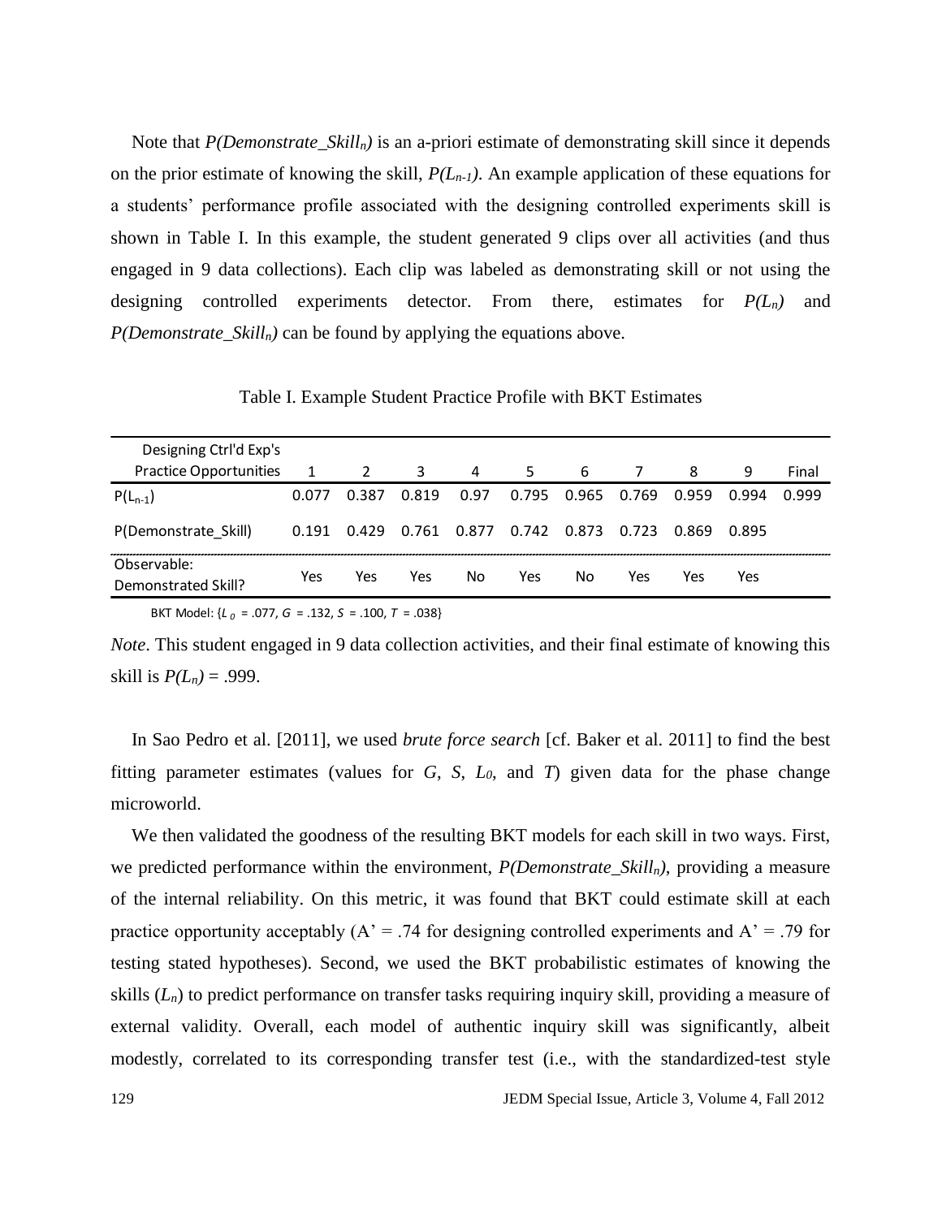Note that *P(Demonstrate_Skill$_n$)* is an a-priori estimate of demonstrating skill since it depends on the prior estimate of knowing the skill, $P(L_{n-1})$. An example application of these equations for a students' performance profile associated with the designing controlled experiments skill is shown in Table I. In this example, the student generated 9 clips over all activities (and thus engaged in 9 data collections). Each clip was labeled as demonstrating skill or not using the designing controlled experiments detector. From there, estimates for $P(L_n)$ and *P(Demonstrate_Skill$_n$)* can be found by applying the equations above.

Table I. Example Student Practice Profile with BKT Estimates

| Designing Ctrl'd Exp's Practice Opportunities | 1 | 2 | 3 | 4 | 5 | 6 | 7 | 8 | 9 | Final |
|---|---|---|---|---|---|---|---|---|---|---|
| $P(L_{n-1})$ | 0.077 | 0.387 | 0.819 | 0.97 | 0.795 | 0.965 | 0.769 | 0.959 | 0.994 | 0.999 |
| P(Demonstrate_Skill) | 0.191 | 0.429 | 0.761 | 0.877 | 0.742 | 0.873 | 0.723 | 0.869 | 0.895 | |
| Observable: Demonstrated Skill? | Yes | Yes | Yes | No | Yes | No | Yes | Yes | Yes | |

BKT Model: {$L_0$ = .077, $G$ = .132, $S$ = .100, $T$ = .038}

*Note*. This student engaged in 9 data collection activities, and their final estimate of knowing this skill is $P(L_n)$ = .999.

In Sao Pedro et al. [2011], we used *brute force search* [cf. Baker et al. 2011] to find the best fitting parameter estimates (values for $G$, $S$, $L_0$, and $T$) given data for the phase change microworld.

We then validated the goodness of the resulting BKT models for each skill in two ways. First, we predicted performance within the environment, *P(Demonstrate_Skill$_n$)*, providing a measure of the internal reliability. On this metric, it was found that BKT could estimate skill at each practice opportunity acceptably (A' = .74 for designing controlled experiments and A' = .79 for testing stated hypotheses). Second, we used the BKT probabilistic estimates of knowing the skills ($L_n$) to predict performance on transfer tasks requiring inquiry skill, providing a measure of external validity. Overall, each model of authentic inquiry skill was significantly, albeit modestly, correlated to its corresponding transfer test (i.e., with the standardized-test style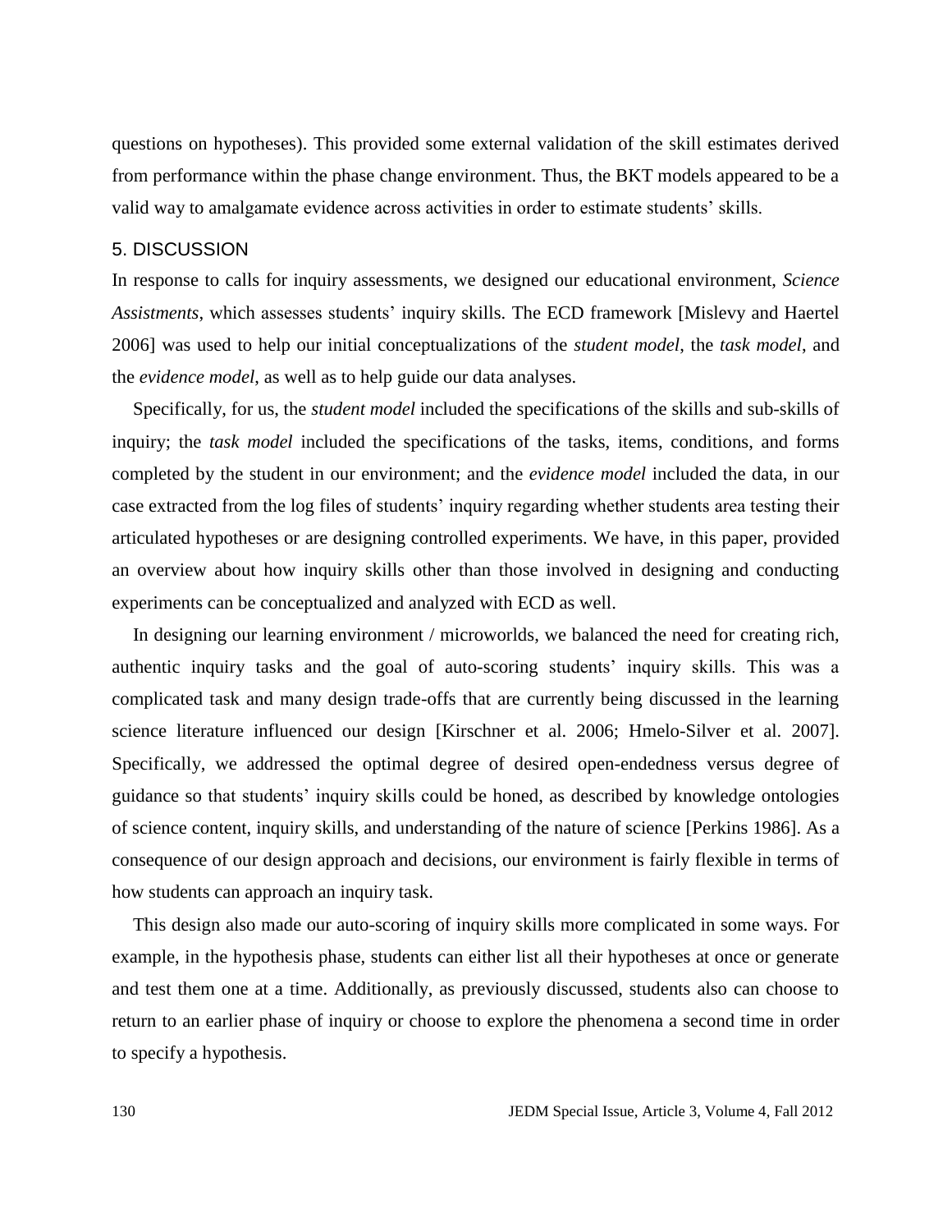questions on hypotheses). This provided some external validation of the skill estimates derived from performance within the phase change environment. Thus, the BKT models appeared to be a valid way to amalgamate evidence across activities in order to estimate students' skills.

## 5. DISCUSSION

In response to calls for inquiry assessments, we designed our educational environment, *Science Assistments*, which assesses students' inquiry skills. The ECD framework [Mislevy and Haertel 2006] was used to help our initial conceptualizations of the *student model*, the *task model*, and the *evidence model*, as well as to help guide our data analyses.

Specifically, for us, the *student model* included the specifications of the skills and sub-skills of inquiry; the *task model* included the specifications of the tasks, items, conditions, and forms completed by the student in our environment; and the *evidence model* included the data, in our case extracted from the log files of students' inquiry regarding whether students area testing their articulated hypotheses or are designing controlled experiments. We have, in this paper, provided an overview about how inquiry skills other than those involved in designing and conducting experiments can be conceptualized and analyzed with ECD as well.

In designing our learning environment / microworlds, we balanced the need for creating rich, authentic inquiry tasks and the goal of auto-scoring students' inquiry skills. This was a complicated task and many design trade-offs that are currently being discussed in the learning science literature influenced our design [Kirschner et al. 2006; Hmelo-Silver et al. 2007]. Specifically, we addressed the optimal degree of desired open-endedness versus degree of guidance so that students' inquiry skills could be honed, as described by knowledge ontologies of science content, inquiry skills, and understanding of the nature of science [Perkins 1986]. As a consequence of our design approach and decisions, our environment is fairly flexible in terms of how students can approach an inquiry task.

This design also made our auto-scoring of inquiry skills more complicated in some ways. For example, in the hypothesis phase, students can either list all their hypotheses at once or generate and test them one at a time. Additionally, as previously discussed, students also can choose to return to an earlier phase of inquiry or choose to explore the phenomena a second time in order to specify a hypothesis.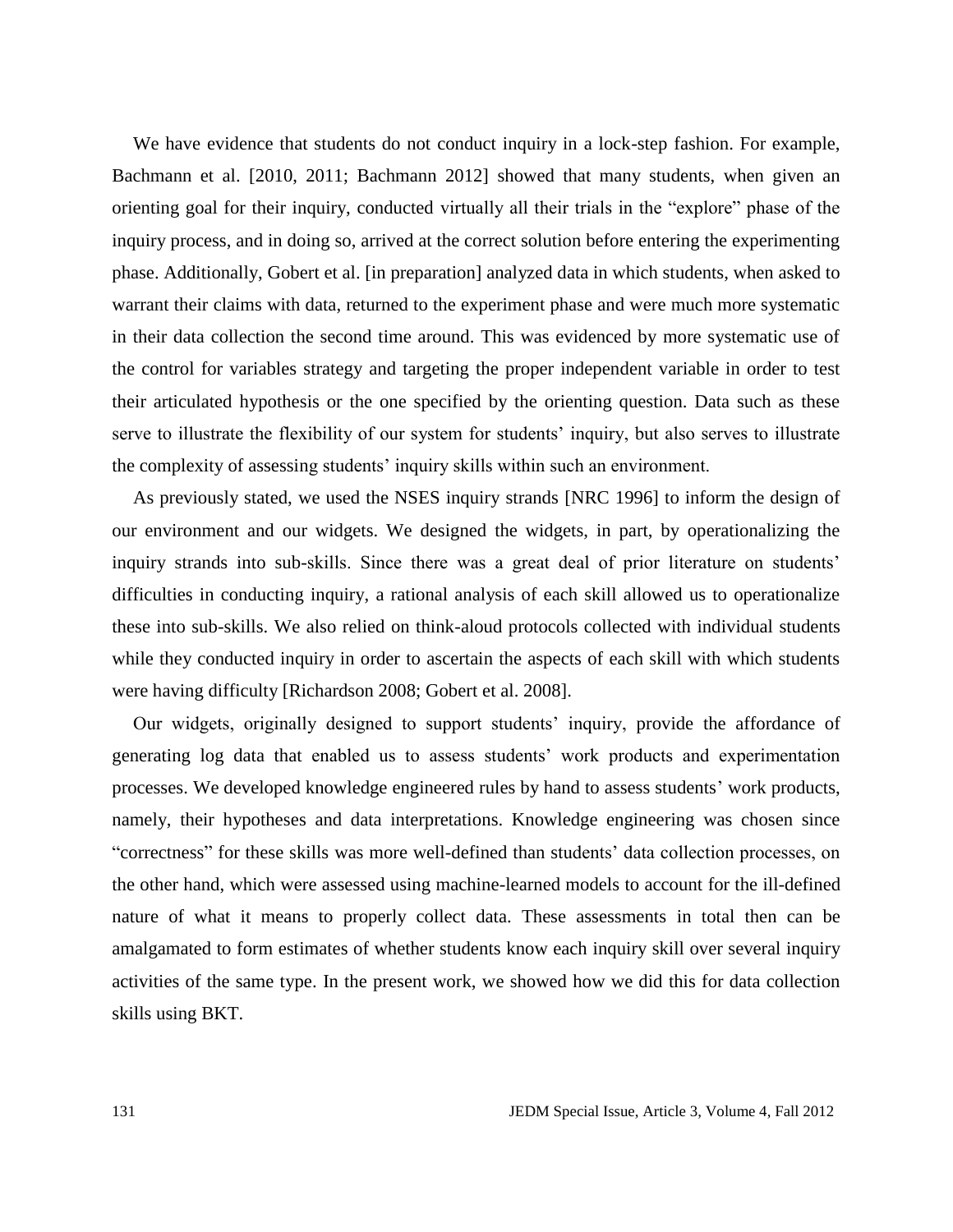We have evidence that students do not conduct inquiry in a lock-step fashion. For example, Bachmann et al. [2010, 2011; Bachmann 2012] showed that many students, when given an orienting goal for their inquiry, conducted virtually all their trials in the "explore" phase of the inquiry process, and in doing so, arrived at the correct solution before entering the experimenting phase. Additionally, Gobert et al. [in preparation] analyzed data in which students, when asked to warrant their claims with data, returned to the experiment phase and were much more systematic in their data collection the second time around. This was evidenced by more systematic use of the control for variables strategy and targeting the proper independent variable in order to test their articulated hypothesis or the one specified by the orienting question. Data such as these serve to illustrate the flexibility of our system for students' inquiry, but also serves to illustrate the complexity of assessing students' inquiry skills within such an environment.

As previously stated, we used the NSES inquiry strands [NRC 1996] to inform the design of our environment and our widgets. We designed the widgets, in part, by operationalizing the inquiry strands into sub-skills. Since there was a great deal of prior literature on students' difficulties in conducting inquiry, a rational analysis of each skill allowed us to operationalize these into sub-skills. We also relied on think-aloud protocols collected with individual students while they conducted inquiry in order to ascertain the aspects of each skill with which students were having difficulty [Richardson 2008; Gobert et al. 2008].

Our widgets, originally designed to support students' inquiry, provide the affordance of generating log data that enabled us to assess students' work products and experimentation processes. We developed knowledge engineered rules by hand to assess students' work products, namely, their hypotheses and data interpretations. Knowledge engineering was chosen since "correctness" for these skills was more well-defined than students' data collection processes, on the other hand, which were assessed using machine-learned models to account for the ill-defined nature of what it means to properly collect data. These assessments in total then can be amalgamated to form estimates of whether students know each inquiry skill over several inquiry activities of the same type. In the present work, we showed how we did this for data collection skills using BKT.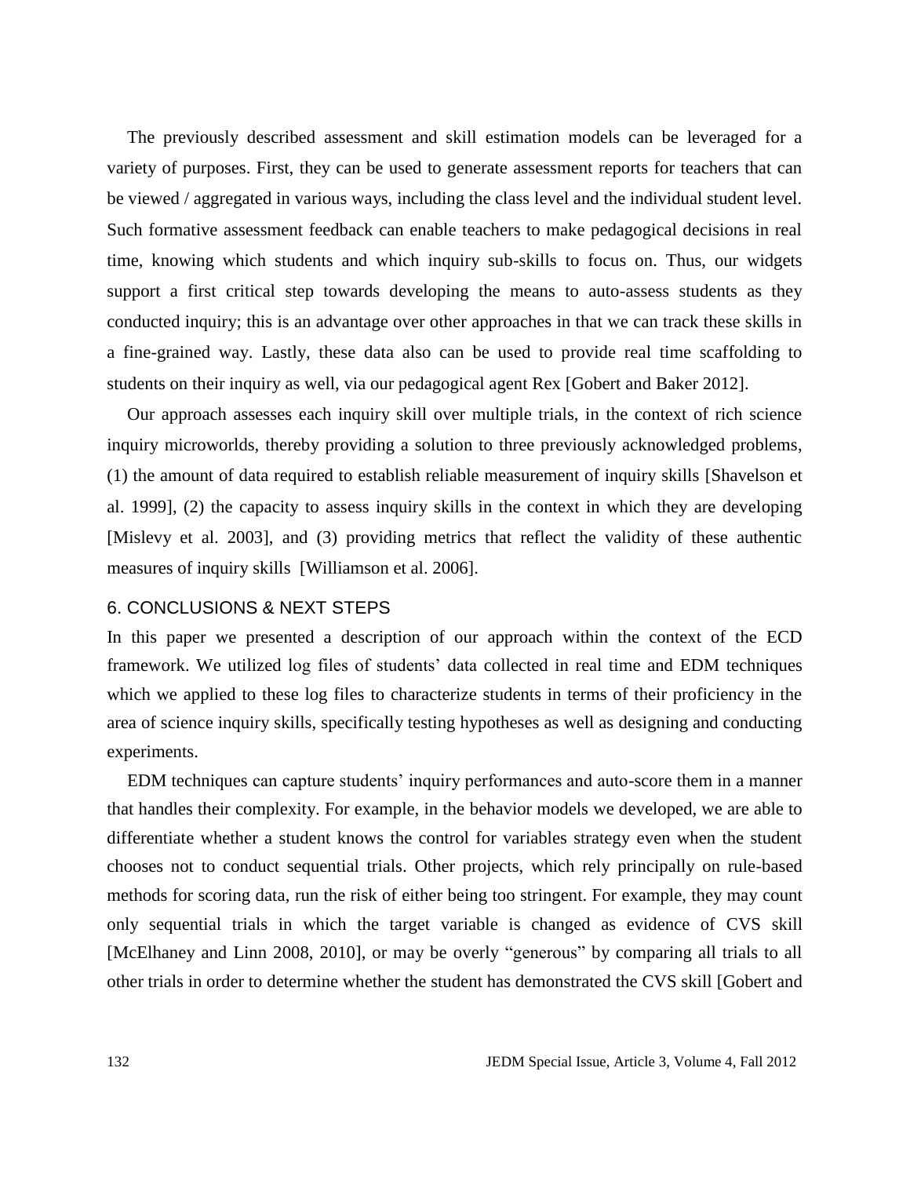The previously described assessment and skill estimation models can be leveraged for a variety of purposes. First, they can be used to generate assessment reports for teachers that can be viewed / aggregated in various ways, including the class level and the individual student level. Such formative assessment feedback can enable teachers to make pedagogical decisions in real time, knowing which students and which inquiry sub-skills to focus on. Thus, our widgets support a first critical step towards developing the means to auto-assess students as they conducted inquiry; this is an advantage over other approaches in that we can track these skills in a fine-grained way. Lastly, these data also can be used to provide real time scaffolding to students on their inquiry as well, via our pedagogical agent Rex [Gobert and Baker 2012].

Our approach assesses each inquiry skill over multiple trials, in the context of rich science inquiry microworlds, thereby providing a solution to three previously acknowledged problems, (1) the amount of data required to establish reliable measurement of inquiry skills [Shavelson et al. 1999], (2) the capacity to assess inquiry skills in the context in which they are developing [Mislevy et al. 2003], and (3) providing metrics that reflect the validity of these authentic measures of inquiry skills [Williamson et al. 2006].

## 6. CONCLUSIONS & NEXT STEPS

In this paper we presented a description of our approach within the context of the ECD framework. We utilized log files of students' data collected in real time and EDM techniques which we applied to these log files to characterize students in terms of their proficiency in the area of science inquiry skills, specifically testing hypotheses as well as designing and conducting experiments.

EDM techniques can capture students' inquiry performances and auto-score them in a manner that handles their complexity. For example, in the behavior models we developed, we are able to differentiate whether a student knows the control for variables strategy even when the student chooses not to conduct sequential trials. Other projects, which rely principally on rule-based methods for scoring data, run the risk of either being too stringent. For example, they may count only sequential trials in which the target variable is changed as evidence of CVS skill [McElhaney and Linn 2008, 2010], or may be overly "generous" by comparing all trials to all other trials in order to determine whether the student has demonstrated the CVS skill [Gobert and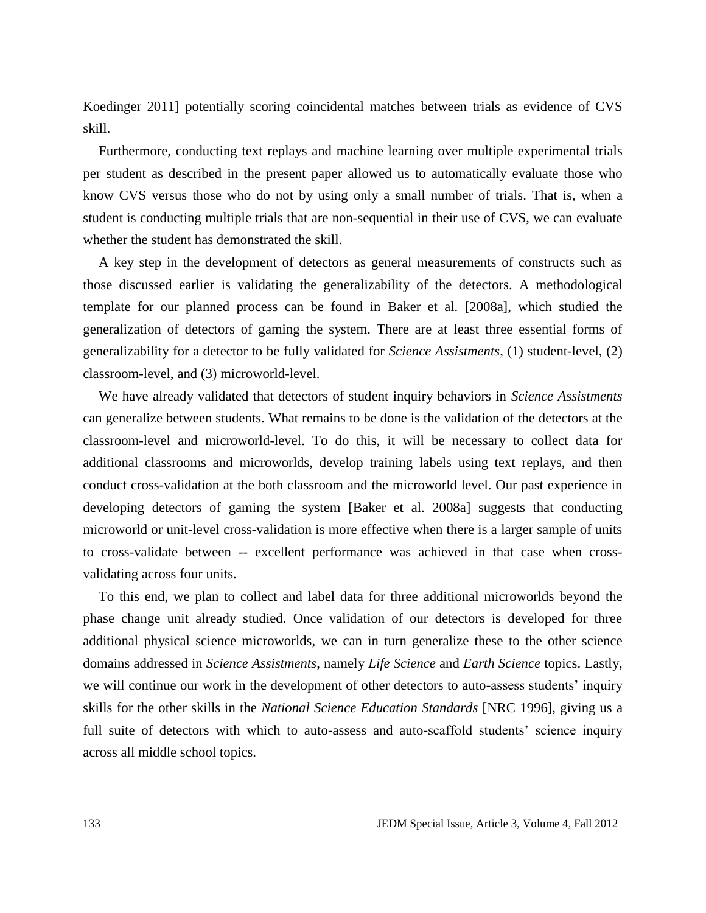Koedinger 2011] potentially scoring coincidental matches between trials as evidence of CVS skill.

Furthermore, conducting text replays and machine learning over multiple experimental trials per student as described in the present paper allowed us to automatically evaluate those who know CVS versus those who do not by using only a small number of trials. That is, when a student is conducting multiple trials that are non-sequential in their use of CVS, we can evaluate whether the student has demonstrated the skill.

A key step in the development of detectors as general measurements of constructs such as those discussed earlier is validating the generalizability of the detectors. A methodological template for our planned process can be found in Baker et al. [2008a], which studied the generalization of detectors of gaming the system. There are at least three essential forms of generalizability for a detector to be fully validated for *Science Assistments*, (1) student-level, (2) classroom-level, and (3) microworld-level.

We have already validated that detectors of student inquiry behaviors in *Science Assistments* can generalize between students. What remains to be done is the validation of the detectors at the classroom-level and microworld-level. To do this, it will be necessary to collect data for additional classrooms and microworlds, develop training labels using text replays, and then conduct cross-validation at the both classroom and the microworld level. Our past experience in developing detectors of gaming the system [Baker et al. 2008a] suggests that conducting microworld or unit-level cross-validation is more effective when there is a larger sample of units to cross-validate between -- excellent performance was achieved in that case when cross-validating across four units.

To this end, we plan to collect and label data for three additional microworlds beyond the phase change unit already studied. Once validation of our detectors is developed for three additional physical science microworlds, we can in turn generalize these to the other science domains addressed in *Science Assistments*, namely *Life Science* and *Earth Science* topics. Lastly, we will continue our work in the development of other detectors to auto-assess students' inquiry skills for the other skills in the *National Science Education Standards* [NRC 1996], giving us a full suite of detectors with which to auto-assess and auto-scaffold students' science inquiry across all middle school topics.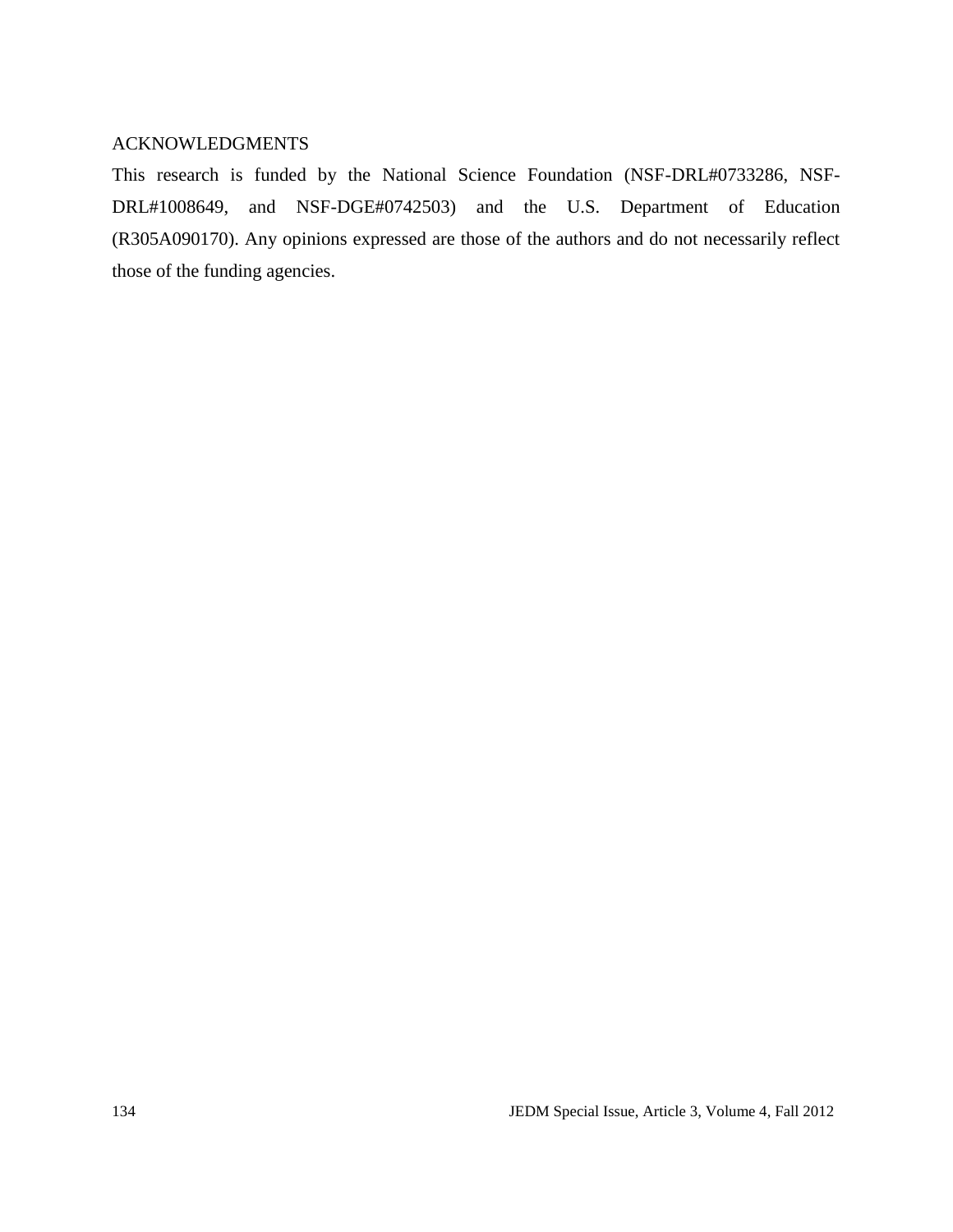## ACKNOWLEDGMENTS

This research is funded by the National Science Foundation (NSF-DRL#0733286, NSF-DRL#1008649, and NSF-DGE#0742503) and the U.S. Department of Education (R305A090170). Any opinions expressed are those of the authors and do not necessarily reflect those of the funding agencies.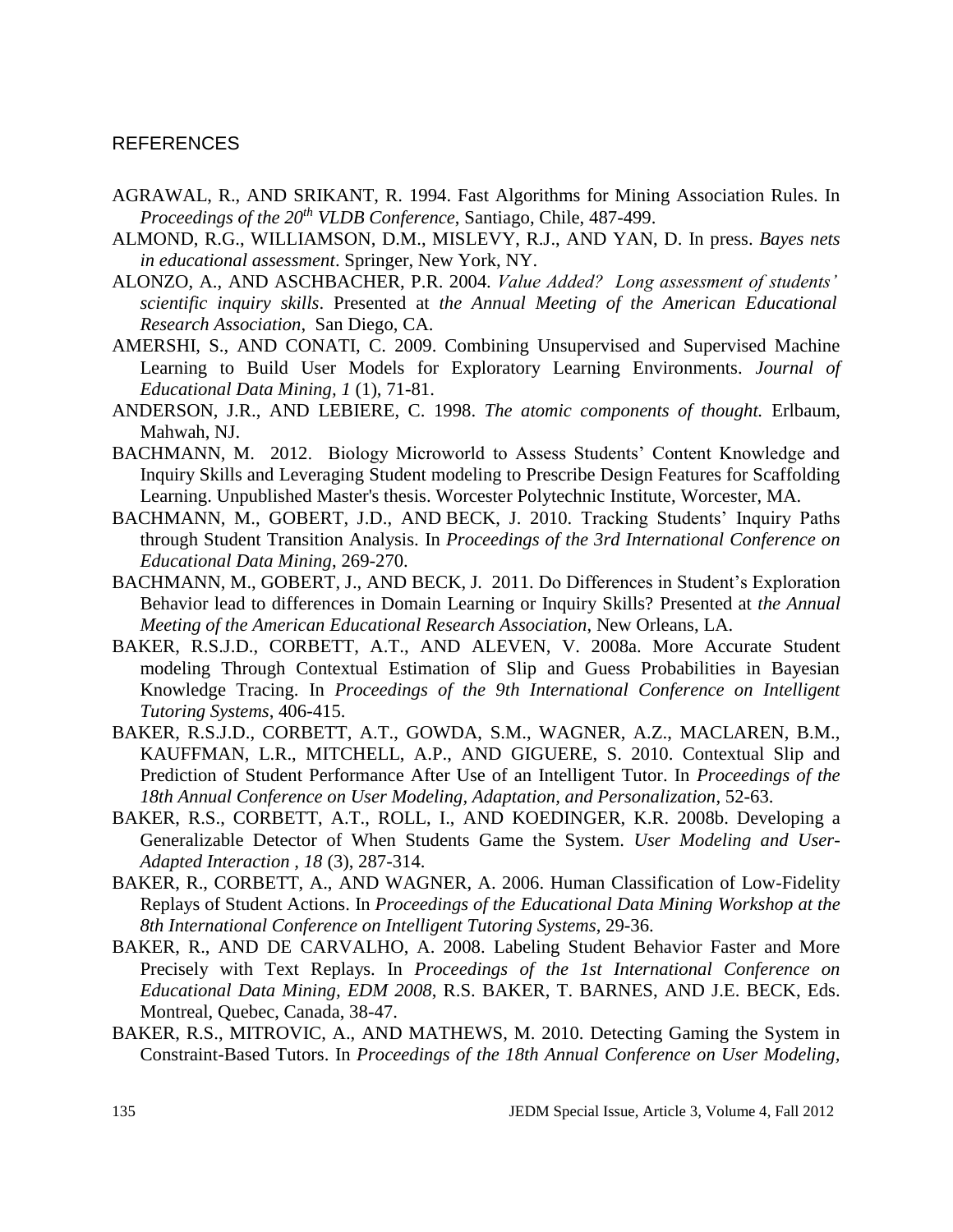## REFERENCES

AGRAWAL, R., AND SRIKANT, R. 1994. Fast Algorithms for Mining Association Rules. In *Proceedings of the 20th VLDB Conference*, Santiago, Chile, 487-499.

ALMOND, R.G., WILLIAMSON, D.M., MISLEVY, R.J., AND YAN, D. In press. *Bayes nets in educational assessment*. Springer, New York, NY.

ALONZO, A., AND ASCHBACHER, P.R. 2004. *Value Added? Long assessment of students' scientific inquiry skills*. Presented at *the Annual Meeting of the American Educational Research Association*, San Diego, CA.

AMERSHI, S., AND CONATI, C. 2009. Combining Unsupervised and Supervised Machine Learning to Build User Models for Exploratory Learning Environments. *Journal of Educational Data Mining, 1* (1), 71-81.

ANDERSON, J.R., AND LEBIERE, C. 1998. *The atomic components of thought.* Erlbaum, Mahwah, NJ.

BACHMANN, M. 2012. Biology Microworld to Assess Students' Content Knowledge and Inquiry Skills and Leveraging Student modeling to Prescribe Design Features for Scaffolding Learning. Unpublished Master's thesis. Worcester Polytechnic Institute, Worcester, MA.

BACHMANN, M., GOBERT, J.D., AND BECK, J. 2010. Tracking Students' Inquiry Paths through Student Transition Analysis. In *Proceedings of the 3rd International Conference on Educational Data Mining*, 269-270.

BACHMANN, M., GOBERT, J., AND BECK, J. 2011. Do Differences in Student's Exploration Behavior lead to differences in Domain Learning or Inquiry Skills? Presented at *the Annual Meeting of the American Educational Research Association*, New Orleans, LA.

BAKER, R.S.J.D., CORBETT, A.T., AND ALEVEN, V. 2008a. More Accurate Student modeling Through Contextual Estimation of Slip and Guess Probabilities in Bayesian Knowledge Tracing. In *Proceedings of the 9th International Conference on Intelligent Tutoring Systems*, 406-415.

BAKER, R.S.J.D., CORBETT, A.T., GOWDA, S.M., WAGNER, A.Z., MACLAREN, B.M., KAUFFMAN, L.R., MITCHELL, A.P., AND GIGUERE, S. 2010. Contextual Slip and Prediction of Student Performance After Use of an Intelligent Tutor. In *Proceedings of the 18th Annual Conference on User Modeling, Adaptation, and Personalization*, 52-63.

BAKER, R.S., CORBETT, A.T., ROLL, I., AND KOEDINGER, K.R. 2008b. Developing a Generalizable Detector of When Students Game the System. *User Modeling and User-Adapted Interaction , 18* (3), 287-314.

BAKER, R., CORBETT, A., AND WAGNER, A. 2006. Human Classification of Low-Fidelity Replays of Student Actions. In *Proceedings of the Educational Data Mining Workshop at the 8th International Conference on Intelligent Tutoring Systems*, 29-36.

BAKER, R., AND DE CARVALHO, A. 2008. Labeling Student Behavior Faster and More Precisely with Text Replays. In *Proceedings of the 1st International Conference on Educational Data Mining, EDM 2008*, R.S. BAKER, T. BARNES, AND J.E. BECK, Eds. Montreal, Quebec, Canada, 38-47.

BAKER, R.S., MITROVIC, A., AND MATHEWS, M. 2010. Detecting Gaming the System in Constraint-Based Tutors. In *Proceedings of the 18th Annual Conference on User Modeling,*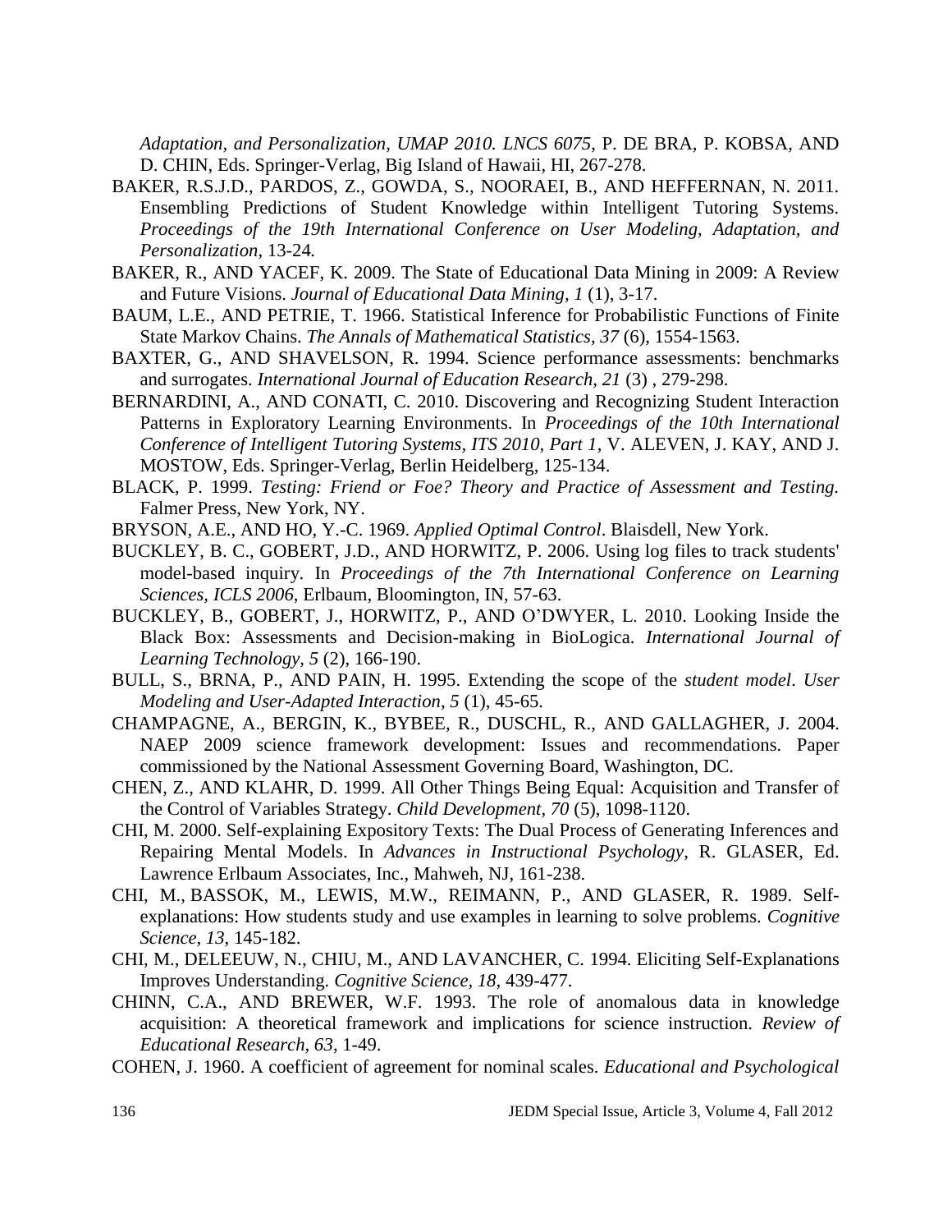*Adaptation, and Personalization, UMAP 2010. LNCS 6075*, P. DE BRA, P. KOBSA, AND D. CHIN, Eds. Springer-Verlag, Big Island of Hawaii, HI, 267-278.

BAKER, R.S.J.D., PARDOS, Z., GOWDA, S., NOORAEI, B., AND HEFFERNAN, N. 2011. Ensembling Predictions of Student Knowledge within Intelligent Tutoring Systems. *Proceedings of the 19th International Conference on User Modeling, Adaptation, and Personalization*, 13-24.

BAKER, R., AND YACEF, K. 2009. The State of Educational Data Mining in 2009: A Review and Future Visions. *Journal of Educational Data Mining, 1* (1), 3-17.

BAUM, L.E., AND PETRIE, T. 1966. Statistical Inference for Probabilistic Functions of Finite State Markov Chains. *The Annals of Mathematical Statistics, 37* (6), 1554-1563.

BAXTER, G., AND SHAVELSON, R. 1994. Science performance assessments: benchmarks and surrogates. *International Journal of Education Research, 21* (3) , 279-298.

BERNARDINI, A., AND CONATI, C. 2010. Discovering and Recognizing Student Interaction Patterns in Exploratory Learning Environments. In *Proceedings of the 10th International Conference of Intelligent Tutoring Systems, ITS 2010, Part 1*, V. ALEVEN, J. KAY, AND J. MOSTOW, Eds. Springer-Verlag, Berlin Heidelberg, 125-134.

BLACK, P. 1999. *Testing: Friend or Foe? Theory and Practice of Assessment and Testing.* Falmer Press, New York, NY.

BRYSON, A.E., AND HO, Y.-C. 1969. *Applied Optimal Control*. Blaisdell, New York.

BUCKLEY, B. C., GOBERT, J.D., AND HORWITZ, P. 2006. Using log files to track students' model-based inquiry. In *Proceedings of the 7th International Conference on Learning Sciences, ICLS 2006*, Erlbaum, Bloomington, IN, 57-63.

BUCKLEY, B., GOBERT, J., HORWITZ, P., AND O'DWYER, L. 2010. Looking Inside the Black Box: Assessments and Decision-making in BioLogica. *International Journal of Learning Technology, 5* (2), 166-190.

BULL, S., BRNA, P., AND PAIN, H. 1995. Extending the scope of the *student model*. *User Modeling and User-Adapted Interaction, 5* (1), 45-65.

CHAMPAGNE, A., BERGIN, K., BYBEE, R., DUSCHL, R., AND GALLAGHER, J. 2004. NAEP 2009 science framework development: Issues and recommendations. Paper commissioned by the National Assessment Governing Board, Washington, DC.

CHEN, Z., AND KLAHR, D. 1999. All Other Things Being Equal: Acquisition and Transfer of the Control of Variables Strategy. *Child Development, 70* (5), 1098-1120.

CHI, M. 2000. Self-explaining Expository Texts: The Dual Process of Generating Inferences and Repairing Mental Models. In *Advances in Instructional Psychology*, R. GLASER, Ed. Lawrence Erlbaum Associates, Inc., Mahweh, NJ, 161-238.

CHI, M., BASSOK, M., LEWIS, M.W., REIMANN, P., AND GLASER, R. 1989. Self-explanations: How students study and use examples in learning to solve problems. *Cognitive Science, 13*, 145-182.

CHI, M., DELEEUW, N., CHIU, M., AND LAVANCHER, C. 1994. Eliciting Self-Explanations Improves Understanding. *Cognitive Science, 18*, 439-477.

CHINN, C.A., AND BREWER, W.F. 1993. The role of anomalous data in knowledge acquisition: A theoretical framework and implications for science instruction. *Review of Educational Research, 63*, 1-49.

COHEN, J. 1960. A coefficient of agreement for nominal scales. *Educational and Psychological*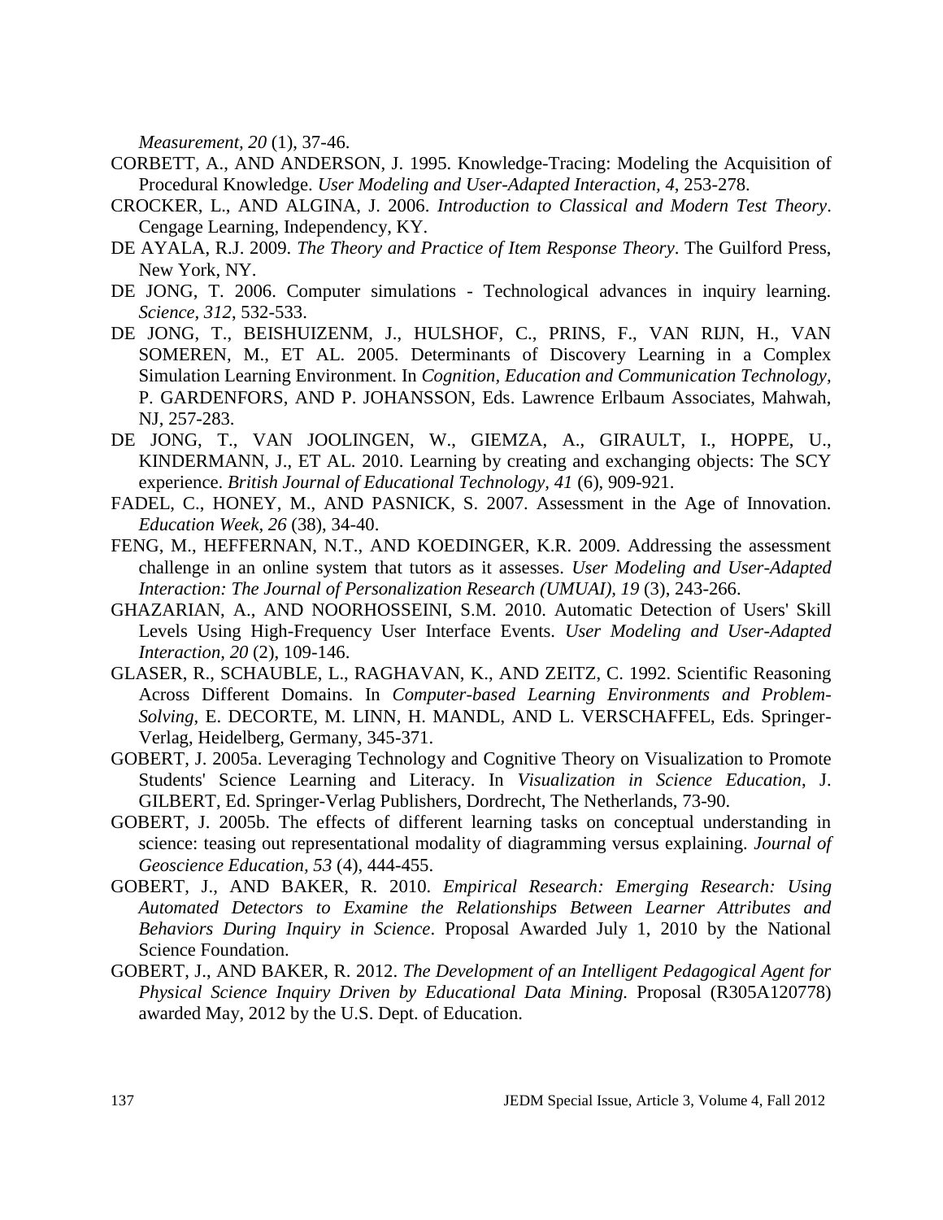*Measurement, 20* (1), 37-46.

CORBETT, A., AND ANDERSON, J. 1995. Knowledge-Tracing: Modeling the Acquisition of Procedural Knowledge. *User Modeling and User-Adapted Interaction, 4*, 253-278.

CROCKER, L., AND ALGINA, J. 2006. *Introduction to Classical and Modern Test Theory*. Cengage Learning, Independency, KY.

DE AYALA, R.J. 2009. *The Theory and Practice of Item Response Theory*. The Guilford Press, New York, NY.

DE JONG, T. 2006. Computer simulations - Technological advances in inquiry learning. *Science, 312*, 532-533.

DE JONG, T., BEISHUIZENM, J., HULSHOF, C., PRINS, F., VAN RIJN, H., VAN SOMEREN, M., ET AL. 2005. Determinants of Discovery Learning in a Complex Simulation Learning Environment. In *Cognition, Education and Communication Technology*, P. GARDENFORS, AND P. JOHANSSON, Eds. Lawrence Erlbaum Associates, Mahwah, NJ, 257-283.

DE JONG, T., VAN JOOLINGEN, W., GIEMZA, A., GIRAULT, I., HOPPE, U., KINDERMANN, J., ET AL. 2010. Learning by creating and exchanging objects: The SCY experience. *British Journal of Educational Technology, 41* (6), 909-921.

FADEL, C., HONEY, M., AND PASNICK, S. 2007. Assessment in the Age of Innovation. *Education Week, 26* (38), 34-40.

FENG, M., HEFFERNAN, N.T., AND KOEDINGER, K.R. 2009. Addressing the assessment challenge in an online system that tutors as it assesses. *User Modeling and User-Adapted Interaction: The Journal of Personalization Research (UMUAI), 19* (3), 243-266.

GHAZARIAN, A., AND NOORHOSSEINI, S.M. 2010. Automatic Detection of Users' Skill Levels Using High-Frequency User Interface Events. *User Modeling and User-Adapted Interaction, 20* (2), 109-146.

GLASER, R., SCHAUBLE, L., RAGHAVAN, K., AND ZEITZ, C. 1992. Scientific Reasoning Across Different Domains. In *Computer-based Learning Environments and Problem-Solving*, E. DECORTE, M. LINN, H. MANDL, AND L. VERSCHAFFEL, Eds. Springer-Verlag, Heidelberg, Germany, 345-371.

GOBERT, J. 2005a. Leveraging Technology and Cognitive Theory on Visualization to Promote Students' Science Learning and Literacy. In *Visualization in Science Education*, J. GILBERT, Ed. Springer-Verlag Publishers, Dordrecht, The Netherlands, 73-90.

GOBERT, J. 2005b. The effects of different learning tasks on conceptual understanding in science: teasing out representational modality of diagramming versus explaining. *Journal of Geoscience Education, 53* (4), 444-455.

GOBERT, J., AND BAKER, R. 2010. *Empirical Research: Emerging Research: Using Automated Detectors to Examine the Relationships Between Learner Attributes and Behaviors During Inquiry in Science*. Proposal Awarded July 1, 2010 by the National Science Foundation.

GOBERT, J., AND BAKER, R. 2012. *The Development of an Intelligent Pedagogical Agent for Physical Science Inquiry Driven by Educational Data Mining.* Proposal (R305A120778) awarded May, 2012 by the U.S. Dept. of Education.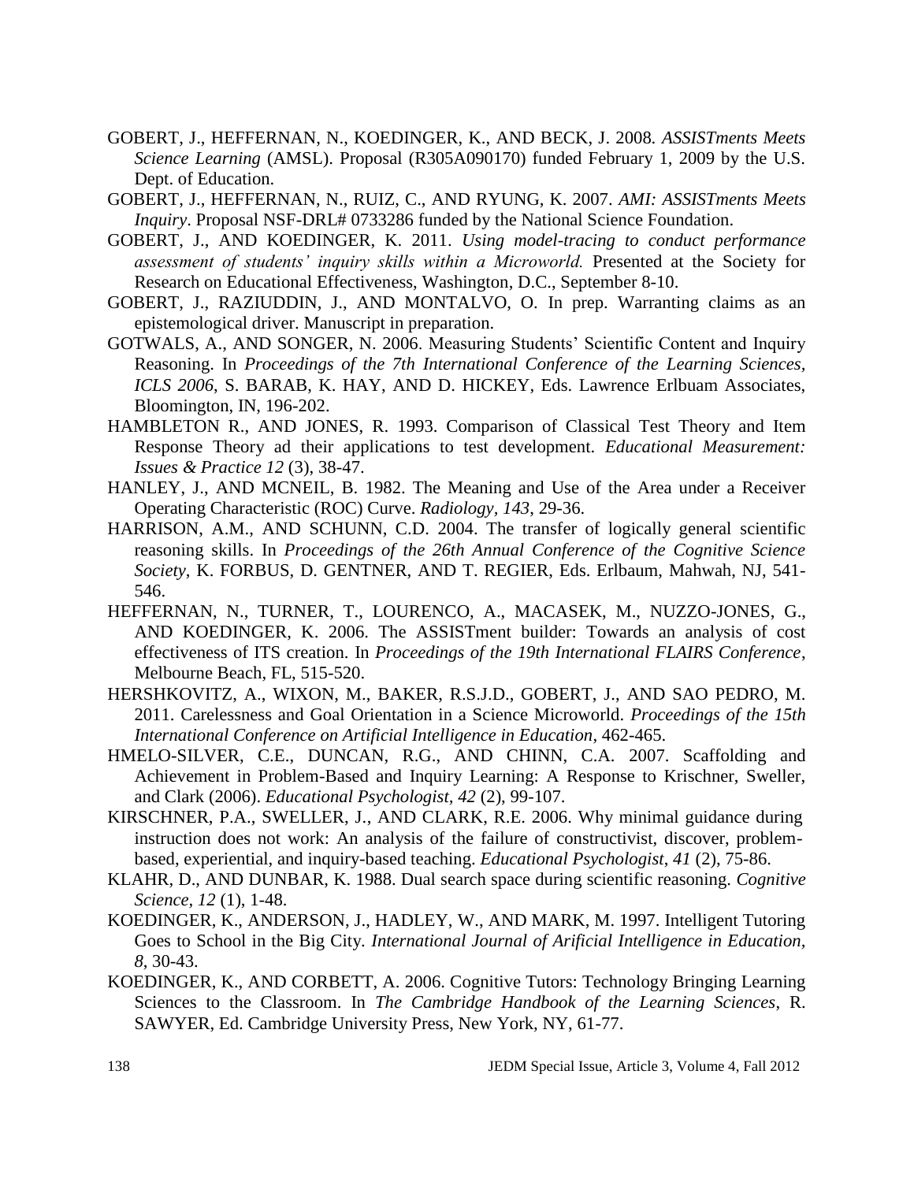GOBERT, J., HEFFERNAN, N., KOEDINGER, K., AND BECK, J. 2008. *ASSISTments Meets Science Learning* (AMSL). Proposal (R305A090170) funded February 1, 2009 by the U.S. Dept. of Education.

GOBERT, J., HEFFERNAN, N., RUIZ, C., AND RYUNG, K. 2007. *AMI: ASSISTments Meets Inquiry*. Proposal NSF-DRL# 0733286 funded by the National Science Foundation.

GOBERT, J., AND KOEDINGER, K. 2011. *Using model-tracing to conduct performance assessment of students' inquiry skills within a Microworld.* Presented at the Society for Research on Educational Effectiveness, Washington, D.C., September 8-10.

GOBERT, J., RAZIUDDIN, J., AND MONTALVO, O. In prep. Warranting claims as an epistemological driver. Manuscript in preparation.

GOTWALS, A., AND SONGER, N. 2006. Measuring Students' Scientific Content and Inquiry Reasoning. In *Proceedings of the 7th International Conference of the Learning Sciences, ICLS 2006*, S. BARAB, K. HAY, AND D. HICKEY, Eds. Lawrence Erlbuam Associates, Bloomington, IN, 196-202.

HAMBLETON R., AND JONES, R. 1993. Comparison of Classical Test Theory and Item Response Theory ad their applications to test development. *Educational Measurement: Issues & Practice 12* (3), 38-47.

HANLEY, J., AND MCNEIL, B. 1982. The Meaning and Use of the Area under a Receiver Operating Characteristic (ROC) Curve. *Radiology, 143*, 29-36.

HARRISON, A.M., AND SCHUNN, C.D. 2004. The transfer of logically general scientific reasoning skills. In *Proceedings of the 26th Annual Conference of the Cognitive Science Society*, K. FORBUS, D. GENTNER, AND T. REGIER, Eds. Erlbaum, Mahwah, NJ, 541-546.

HEFFERNAN, N., TURNER, T., LOURENCO, A., MACASEK, M., NUZZO-JONES, G., AND KOEDINGER, K. 2006. The ASSISTment builder: Towards an analysis of cost effectiveness of ITS creation. In *Proceedings of the 19th International FLAIRS Conference*, Melbourne Beach, FL, 515-520.

HERSHKOVITZ, A., WIXON, M., BAKER, R.S.J.D., GOBERT, J., AND SAO PEDRO, M. 2011. Carelessness and Goal Orientation in a Science Microworld. *Proceedings of the 15th International Conference on Artificial Intelligence in Education*, 462-465.

HMELO-SILVER, C.E., DUNCAN, R.G., AND CHINN, C.A. 2007. Scaffolding and Achievement in Problem-Based and Inquiry Learning: A Response to Krischner, Sweller, and Clark (2006). *Educational Psychologist, 42* (2), 99-107.

KIRSCHNER, P.A., SWELLER, J., AND CLARK, R.E. 2006. Why minimal guidance during instruction does not work: An analysis of the failure of constructivist, discover, problem-based, experiential, and inquiry-based teaching. *Educational Psychologist*, *41* (2), 75-86.

KLAHR, D., AND DUNBAR, K. 1988. Dual search space during scientific reasoning. *Cognitive Science, 12* (1), 1-48.

KOEDINGER, K., ANDERSON, J., HADLEY, W., AND MARK, M. 1997. Intelligent Tutoring Goes to School in the Big City. *International Journal of Arificial Intelligence in Education, 8*, 30-43.

KOEDINGER, K., AND CORBETT, A. 2006. Cognitive Tutors: Technology Bringing Learning Sciences to the Classroom. In *The Cambridge Handbook of the Learning Sciences*, R. SAWYER, Ed. Cambridge University Press, New York, NY, 61-77.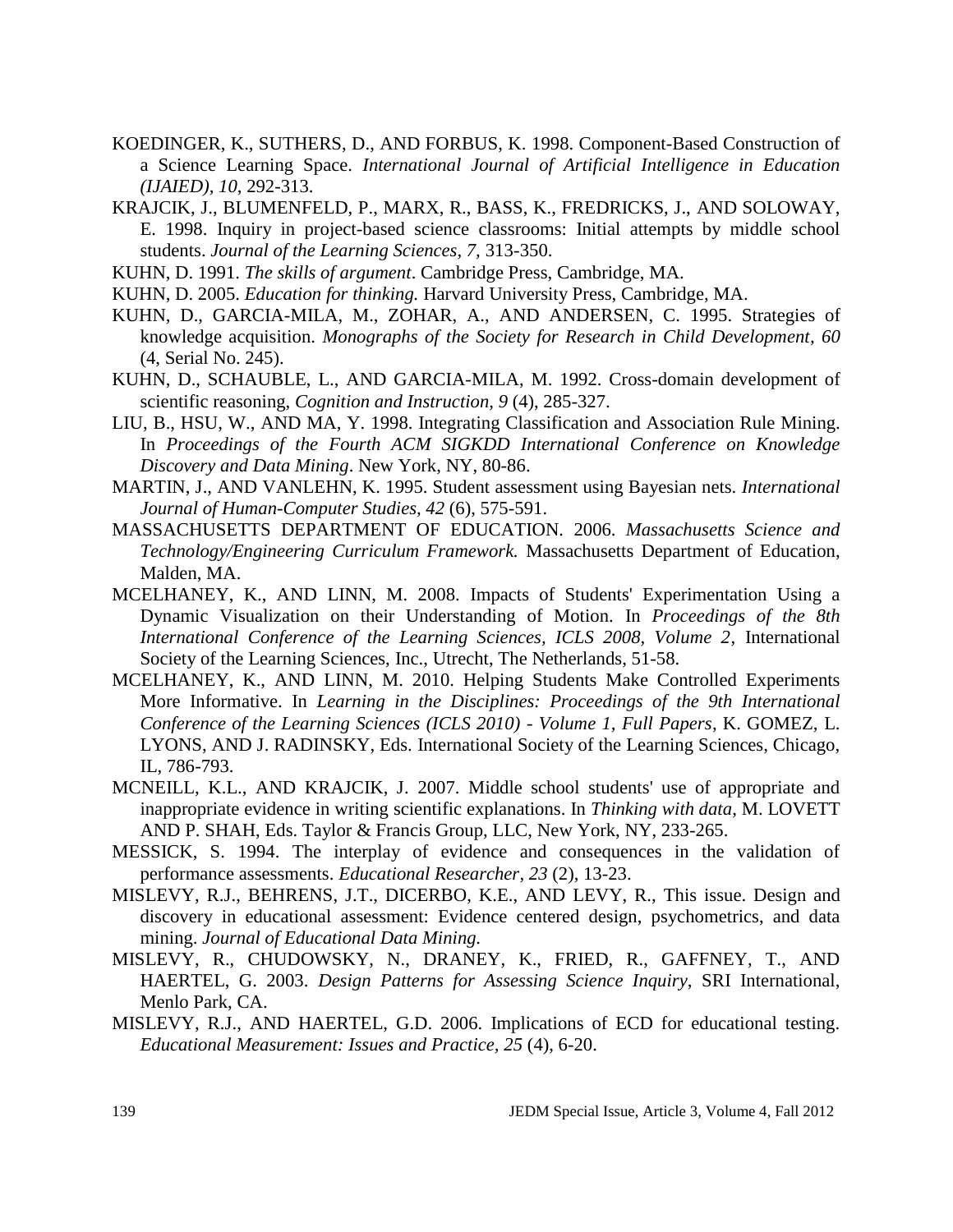KOEDINGER, K., SUTHERS, D., AND FORBUS, K. 1998. Component-Based Construction of a Science Learning Space. *International Journal of Artificial Intelligence in Education (IJAIED), 10*, 292-313.

KRAJCIK, J., BLUMENFELD, P., MARX, R., BASS, K., FREDRICKS, J., AND SOLOWAY, E. 1998. Inquiry in project-based science classrooms: Initial attempts by middle school students. *Journal of the Learning Sciences, 7,* 313-350.

KUHN, D. 1991. *The skills of argument*. Cambridge Press, Cambridge, MA.

KUHN, D. 2005. *Education for thinking.* Harvard University Press, Cambridge, MA.

KUHN, D., GARCIA-MILA, M., ZOHAR, A., AND ANDERSEN, C. 1995. Strategies of knowledge acquisition. *Monographs of the Society for Research in Child Development, 60* (4, Serial No. 245).

KUHN, D., SCHAUBLE, L., AND GARCIA-MILA, M. 1992. Cross-domain development of scientific reasoning, *Cognition and Instruction, 9* (4), 285-327.

LIU, B., HSU, W., AND MA, Y. 1998. Integrating Classification and Association Rule Mining. In *Proceedings of the Fourth ACM SIGKDD International Conference on Knowledge Discovery and Data Mining*. New York, NY, 80-86.

MARTIN, J., AND VANLEHN, K. 1995. Student assessment using Bayesian nets. *International Journal of Human-Computer Studies, 42* (6), 575-591.

MASSACHUSETTS DEPARTMENT OF EDUCATION. 2006. *Massachusetts Science and Technology/Engineering Curriculum Framework.* Massachusetts Department of Education, Malden, MA.

MCELHANEY, K., AND LINN, M. 2008. Impacts of Students' Experimentation Using a Dynamic Visualization on their Understanding of Motion. In *Proceedings of the 8th International Conference of the Learning Sciences, ICLS 2008, Volume 2,* International Society of the Learning Sciences, Inc., Utrecht, The Netherlands, 51-58.

MCELHANEY, K., AND LINN, M. 2010. Helping Students Make Controlled Experiments More Informative. In *Learning in the Disciplines: Proceedings of the 9th International Conference of the Learning Sciences (ICLS 2010) - Volume 1, Full Papers,* K. GOMEZ, L. LYONS, AND J. RADINSKY, Eds. International Society of the Learning Sciences, Chicago, IL, 786-793.

MCNEILL, K.L., AND KRAJCIK, J. 2007. Middle school students' use of appropriate and inappropriate evidence in writing scientific explanations. In *Thinking with data*, M. LOVETT AND P. SHAH, Eds. Taylor & Francis Group, LLC, New York, NY, 233-265.

MESSICK, S. 1994. The interplay of evidence and consequences in the validation of performance assessments. *Educational Researcher, 23* (2), 13-23.

MISLEVY, R.J., BEHRENS, J.T., DICERBO, K.E., AND LEVY, R., This issue. Design and discovery in educational assessment: Evidence centered design, psychometrics, and data mining. *Journal of Educational Data Mining.*

MISLEVY, R., CHUDOWSKY, N., DRANEY, K., FRIED, R., GAFFNEY, T., AND HAERTEL, G. 2003. *Design Patterns for Assessing Science Inquiry,* SRI International, Menlo Park, CA.

MISLEVY, R.J., AND HAERTEL, G.D. 2006. Implications of ECD for educational testing. *Educational Measurement: Issues and Practice, 25* (4), 6-20.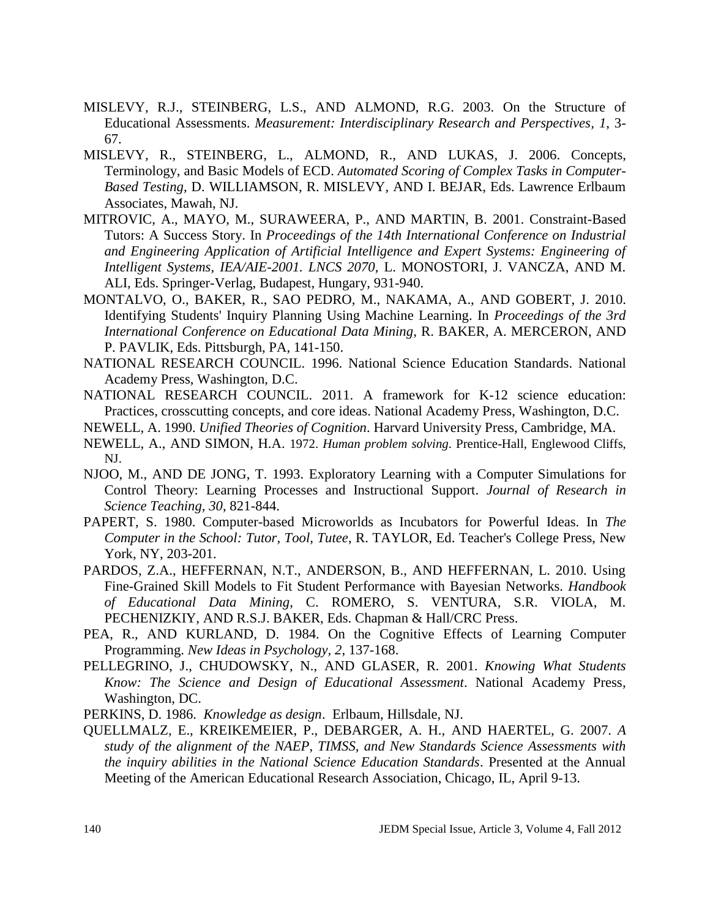MISLEVY, R.J., STEINBERG, L.S., AND ALMOND, R.G. 2003. On the Structure of Educational Assessments. *Measurement: Interdisciplinary Research and Perspectives*, *1*, 3-67.

MISLEVY, R., STEINBERG, L., ALMOND, R., AND LUKAS, J. 2006. Concepts, Terminology, and Basic Models of ECD. *Automated Scoring of Complex Tasks in Computer-Based Testing*, D. WILLIAMSON, R. MISLEVY, AND I. BEJAR, Eds. Lawrence Erlbaum Associates, Mawah, NJ.

MITROVIC, A., MAYO, M., SURAWEERA, P., AND MARTIN, B. 2001. Constraint-Based Tutors: A Success Story. In *Proceedings of the 14th International Conference on Industrial and Engineering Application of Artificial Intelligence and Expert Systems: Engineering of Intelligent Systems, IEA/AIE-2001. LNCS 2070*, L. MONOSTORI, J. VANCZA, AND M. ALI, Eds. Springer-Verlag, Budapest, Hungary, 931-940.

MONTALVO, O., BAKER, R., SAO PEDRO, M., NAKAMA, A., AND GOBERT, J. 2010. Identifying Students' Inquiry Planning Using Machine Learning. In *Proceedings of the 3rd International Conference on Educational Data Mining*, R. BAKER, A. MERCERON, AND P. PAVLIK, Eds. Pittsburgh, PA, 141-150.

NATIONAL RESEARCH COUNCIL. 1996. National Science Education Standards. National Academy Press, Washington, D.C.

NATIONAL RESEARCH COUNCIL. 2011. A framework for K-12 science education: Practices, crosscutting concepts, and core ideas. National Academy Press, Washington, D.C.

NEWELL, A. 1990. *Unified Theories of Cognition*. Harvard University Press, Cambridge, MA.

NEWELL, A., AND SIMON, H.A. 1972. *Human problem solving*. Prentice-Hall, Englewood Cliffs, NJ.

NJOO, M., AND DE JONG, T. 1993. Exploratory Learning with a Computer Simulations for Control Theory: Learning Processes and Instructional Support. *Journal of Research in Science Teaching*, *30*, 821-844.

PAPERT, S. 1980. Computer-based Microworlds as Incubators for Powerful Ideas. In *The Computer in the School: Tutor, Tool, Tutee*, R. TAYLOR, Ed. Teacher's College Press, New York, NY, 203-201.

PARDOS, Z.A., HEFFERNAN, N.T., ANDERSON, B., AND HEFFERNAN, L. 2010. Using Fine-Grained Skill Models to Fit Student Performance with Bayesian Networks. *Handbook of Educational Data Mining*, C. ROMERO, S. VENTURA, S.R. VIOLA, M. PECHENIZKIY, AND R.S.J. BAKER, Eds. Chapman & Hall/CRC Press.

PEA, R., AND KURLAND, D. 1984. On the Cognitive Effects of Learning Computer Programming. *New Ideas in Psychology*, *2*, 137-168.

PELLEGRINO, J., CHUDOWSKY, N., AND GLASER, R. 2001. *Knowing What Students Know: The Science and Design of Educational Assessment*. National Academy Press, Washington, DC.

PERKINS, D. 1986. *Knowledge as design*. Erlbaum, Hillsdale, NJ.

QUELLMALZ, E., KREIKEMEIER, P., DEBARGER, A. H., AND HAERTEL, G. 2007. *A study of the alignment of the NAEP, TIMSS, and New Standards Science Assessments with the inquiry abilities in the National Science Education Standards*. Presented at the Annual Meeting of the American Educational Research Association, Chicago, IL, April 9-13.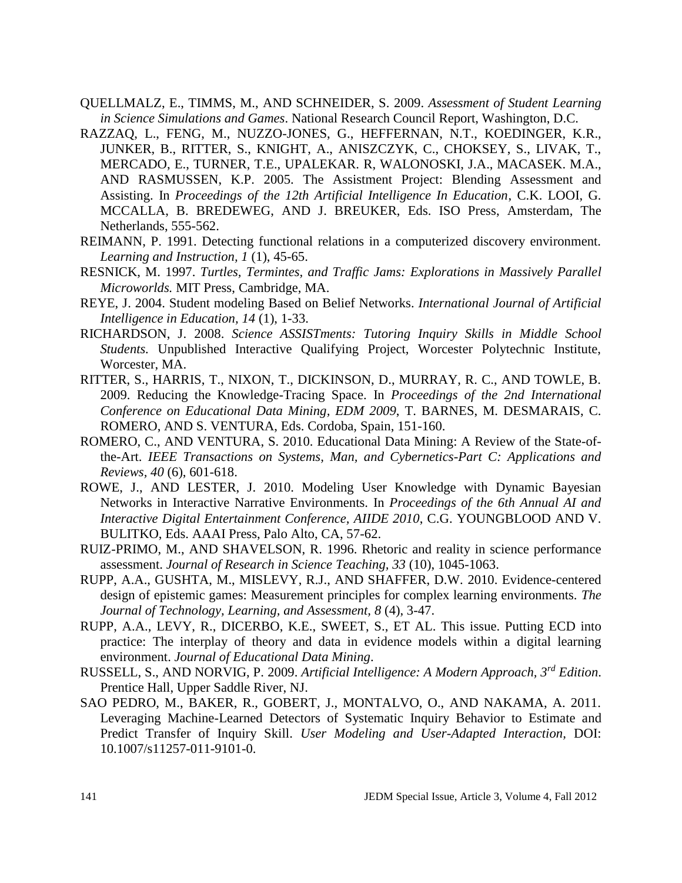QUELLMALZ, E., TIMMS, M., AND SCHNEIDER, S. 2009. *Assessment of Student Learning in Science Simulations and Games*. National Research Council Report, Washington, D.C.

RAZZAQ, L., FENG, M., NUZZO-JONES, G., HEFFERNAN, N.T., KOEDINGER, K.R., JUNKER, B., RITTER, S., KNIGHT, A., ANISZCZYK, C., CHOKSEY, S., LIVAK, T., MERCADO, E., TURNER, T.E., UPALEKAR. R, WALONOSKI, J.A., MACASEK. M.A., AND RASMUSSEN, K.P. 2005. The Assistment Project: Blending Assessment and Assisting. In *Proceedings of the 12th Artificial Intelligence In Education*, C.K. LOOI, G. MCCALLA, B. BREDEWEG, AND J. BREUKER, Eds. ISO Press, Amsterdam, The Netherlands, 555-562.

REIMANN, P. 1991. Detecting functional relations in a computerized discovery environment. *Learning and Instruction, 1* (1), 45-65.

RESNICK, M. 1997. *Turtles, Termintes, and Traffic Jams: Explorations in Massively Parallel Microworlds.* MIT Press, Cambridge, MA.

REYE, J. 2004. Student modeling Based on Belief Networks. *International Journal of Artificial Intelligence in Education, 14* (1), 1-33.

RICHARDSON, J. 2008. *Science ASSISTments: Tutoring Inquiry Skills in Middle School Students.* Unpublished Interactive Qualifying Project, Worcester Polytechnic Institute, Worcester, MA.

RITTER, S., HARRIS, T., NIXON, T., DICKINSON, D., MURRAY, R. C., AND TOWLE, B. 2009. Reducing the Knowledge-Tracing Space. In *Proceedings of the 2nd International Conference on Educational Data Mining, EDM 2009*, T. BARNES, M. DESMARAIS, C. ROMERO, AND S. VENTURA, Eds. Cordoba, Spain, 151-160.

ROMERO, C., AND VENTURA, S. 2010. Educational Data Mining: A Review of the State-of-the-Art. *IEEE Transactions on Systems, Man, and Cybernetics-Part C: Applications and Reviews, 40* (6), 601-618.

ROWE, J., AND LESTER, J. 2010. Modeling User Knowledge with Dynamic Bayesian Networks in Interactive Narrative Environments. In *Proceedings of the 6th Annual AI and Interactive Digital Entertainment Conference, AIIDE 2010*, C.G. YOUNGBLOOD AND V. BULITKO, Eds. AAAI Press, Palo Alto, CA, 57-62.

RUIZ-PRIMO, M., AND SHAVELSON, R. 1996. Rhetoric and reality in science performance assessment. *Journal of Research in Science Teaching, 33* (10), 1045-1063.

RUPP, A.A., GUSHTA, M., MISLEVY, R.J., AND SHAFFER, D.W. 2010. Evidence-centered design of epistemic games: Measurement principles for complex learning environments. *The Journal of Technology, Learning, and Assessment, 8* (4), 3-47.

RUPP, A.A., LEVY, R., DICERBO, K.E., SWEET, S., ET AL. This issue. Putting ECD into practice: The interplay of theory and data in evidence models within a digital learning environment. *Journal of Educational Data Mining*.

RUSSELL, S., AND NORVIG, P. 2009. *Artificial Intelligence: A Modern Approach, 3rd Edition*. Prentice Hall, Upper Saddle River, NJ.

SAO PEDRO, M., BAKER, R., GOBERT, J., MONTALVO, O., AND NAKAMA, A. 2011. Leveraging Machine-Learned Detectors of Systematic Inquiry Behavior to Estimate and Predict Transfer of Inquiry Skill. *User Modeling and User-Adapted Interaction,* DOI: 10.1007/s11257-011-9101-0.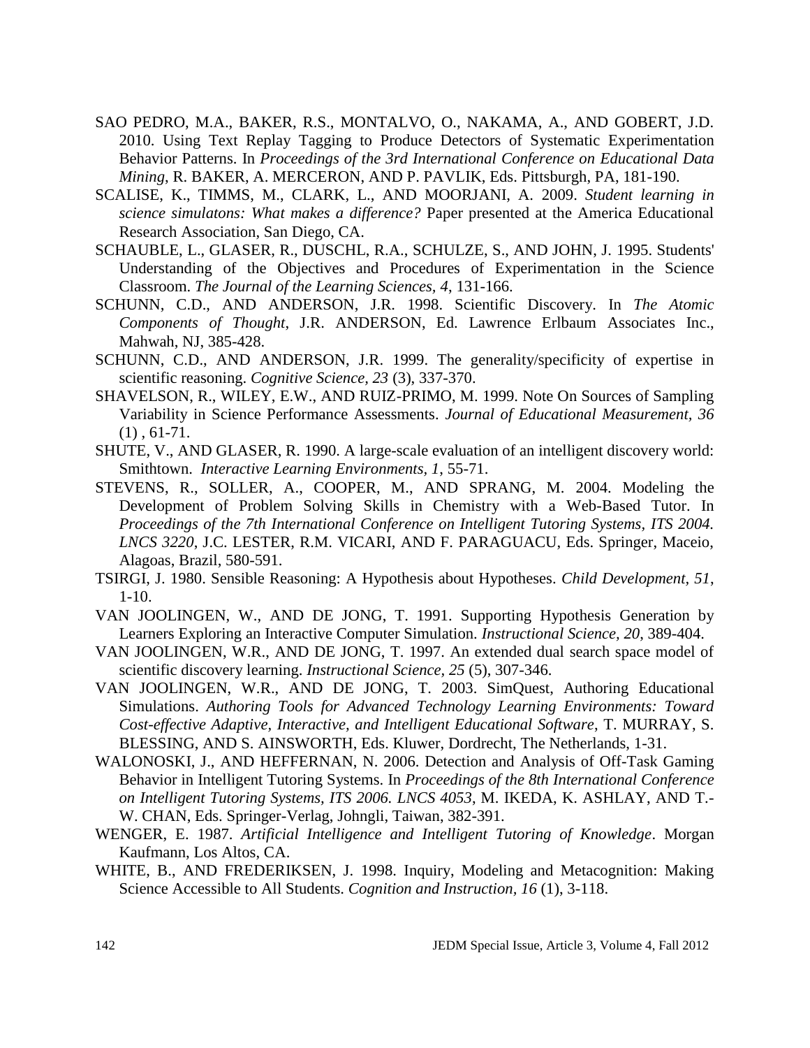SAO PEDRO, M.A., BAKER, R.S., MONTALVO, O., NAKAMA, A., AND GOBERT, J.D. 2010. Using Text Replay Tagging to Produce Detectors of Systematic Experimentation Behavior Patterns. In *Proceedings of the 3rd International Conference on Educational Data Mining*, R. BAKER, A. MERCERON, AND P. PAVLIK, Eds. Pittsburgh, PA, 181-190.

SCALISE, K., TIMMS, M., CLARK, L., AND MOORJANI, A. 2009. *Student learning in science simulatons: What makes a difference?* Paper presented at the America Educational Research Association, San Diego, CA.

SCHAUBLE, L., GLASER, R., DUSCHL, R.A., SCHULZE, S., AND JOHN, J. 1995. Students' Understanding of the Objectives and Procedures of Experimentation in the Science Classroom. *The Journal of the Learning Sciences, 4*, 131-166.

SCHUNN, C.D., AND ANDERSON, J.R. 1998. Scientific Discovery. In *The Atomic Components of Thought*, J.R. ANDERSON, Ed. Lawrence Erlbaum Associates Inc., Mahwah, NJ, 385-428.

SCHUNN, C.D., AND ANDERSON, J.R. 1999. The generality/specificity of expertise in scientific reasoning. *Cognitive Science, 23* (3), 337-370.

SHAVELSON, R., WILEY, E.W., AND RUIZ-PRIMO, M. 1999. Note On Sources of Sampling Variability in Science Performance Assessments. *Journal of Educational Measurement, 36* (1) , 61-71.

SHUTE, V., AND GLASER, R. 1990. A large-scale evaluation of an intelligent discovery world: Smithtown. *Interactive Learning Environments, 1*, 55-71.

STEVENS, R., SOLLER, A., COOPER, M., AND SPRANG, M. 2004. Modeling the Development of Problem Solving Skills in Chemistry with a Web-Based Tutor. In *Proceedings of the 7th International Conference on Intelligent Tutoring Systems, ITS 2004. LNCS 3220*, J.C. LESTER, R.M. VICARI, AND F. PARAGUACU, Eds. Springer, Maceio, Alagoas, Brazil, 580-591.

TSIRGI, J. 1980. Sensible Reasoning: A Hypothesis about Hypotheses. *Child Development, 51*, 1-10.

VAN JOOLINGEN, W., AND DE JONG, T. 1991. Supporting Hypothesis Generation by Learners Exploring an Interactive Computer Simulation. *Instructional Science, 20*, 389-404.

VAN JOOLINGEN, W.R., AND DE JONG, T. 1997. An extended dual search space model of scientific discovery learning. *Instructional Science, 25* (5), 307-346.

VAN JOOLINGEN, W.R., AND DE JONG, T. 2003. SimQuest, Authoring Educational Simulations. *Authoring Tools for Advanced Technology Learning Environments: Toward Cost-effective Adaptive, Interactive, and Intelligent Educational Software*, T. MURRAY, S. BLESSING, AND S. AINSWORTH, Eds. Kluwer, Dordrecht, The Netherlands, 1-31.

WALONOSKI, J., AND HEFFERNAN, N. 2006. Detection and Analysis of Off-Task Gaming Behavior in Intelligent Tutoring Systems. In *Proceedings of the 8th International Conference on Intelligent Tutoring Systems, ITS 2006. LNCS 4053*, M. IKEDA, K. ASHLAY, AND T.-W. CHAN, Eds. Springer-Verlag, Johngli, Taiwan, 382-391.

WENGER, E. 1987. *Artificial Intelligence and Intelligent Tutoring of Knowledge*. Morgan Kaufmann, Los Altos, CA.

WHITE, B., AND FREDERIKSEN, J. 1998. Inquiry, Modeling and Metacognition: Making Science Accessible to All Students. *Cognition and Instruction, 16* (1), 3-118.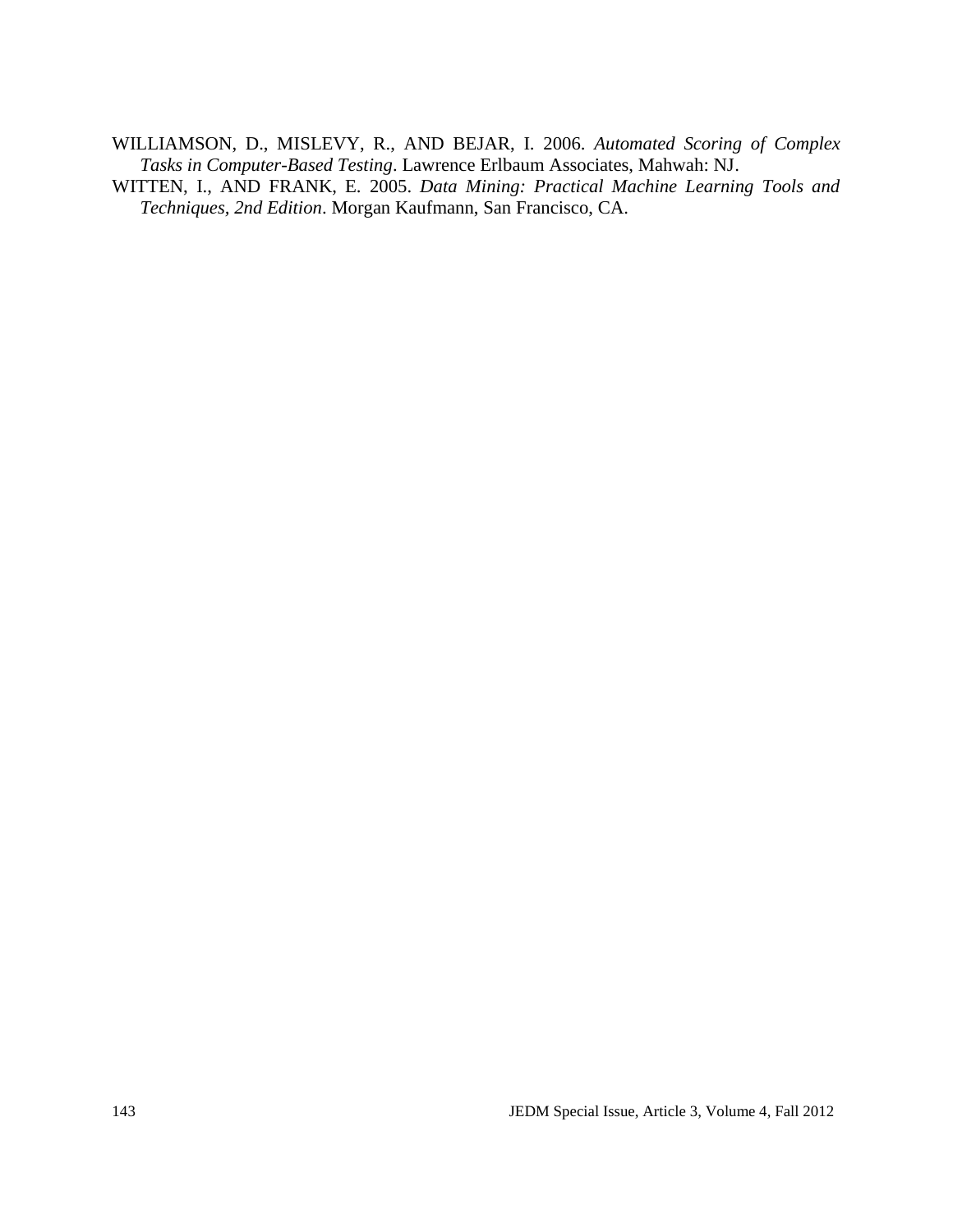WILLIAMSON, D., MISLEVY, R., AND BEJAR, I. 2006. *Automated Scoring of Complex Tasks in Computer-Based Testing*. Lawrence Erlbaum Associates, Mahwah: NJ.

WITTEN, I., AND FRANK, E. 2005. *Data Mining: Practical Machine Learning Tools and Techniques, 2nd Edition*. Morgan Kaufmann, San Francisco, CA.